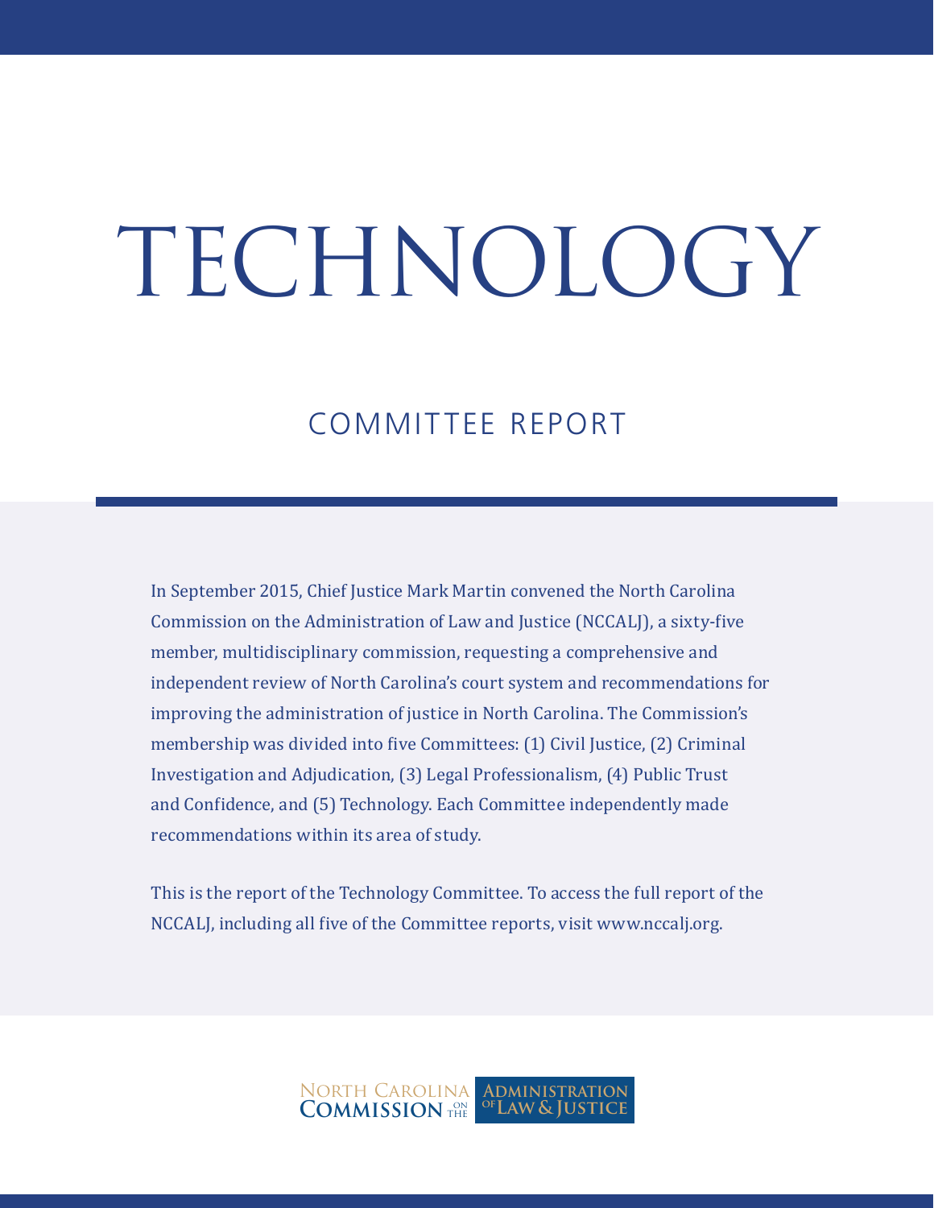# TECHNOLOGY

## COMMITTEE REPORT

In September 2015, Chief Justice Mark Martin convened the North Carolina Commission on the Administration of Law and Justice (NCCALJ), a sixty-five member, multidisciplinary commission, requesting a comprehensive and independent review of North Carolina's court system and recommendations for improving the administration of justice in North Carolina. The Commission's membership was divided into five Committees: (1) Civil Justice, (2) Criminal Investigation and Adjudication, (3) Legal Professionalism, (4) Public Trust and Confidence, and (5) Technology. Each Committee independently made recommendations within its area of study.

This is the report of the Technology Committee. To access the full report of the NCCALJ, including all five of the Committee reports, visit www.nccalj.org.

NORTH CAROLINA COMMISSION ON THE ADMINISTRATION OF LAW & JUSTICE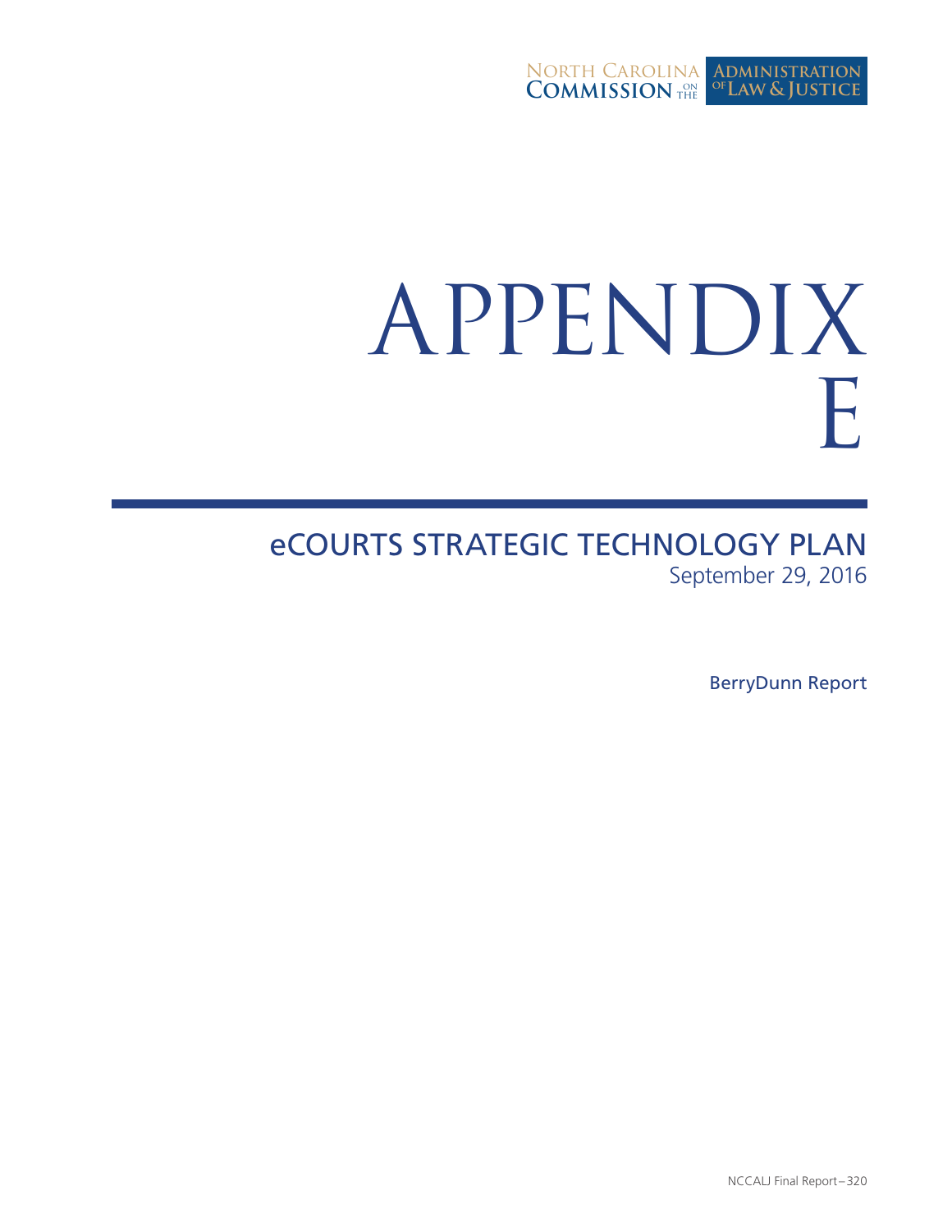# APPENDIX E

## eCOURTS STRATEGIC TECHNOLOGY PLAN

September 29, 2016

BerryDunn Report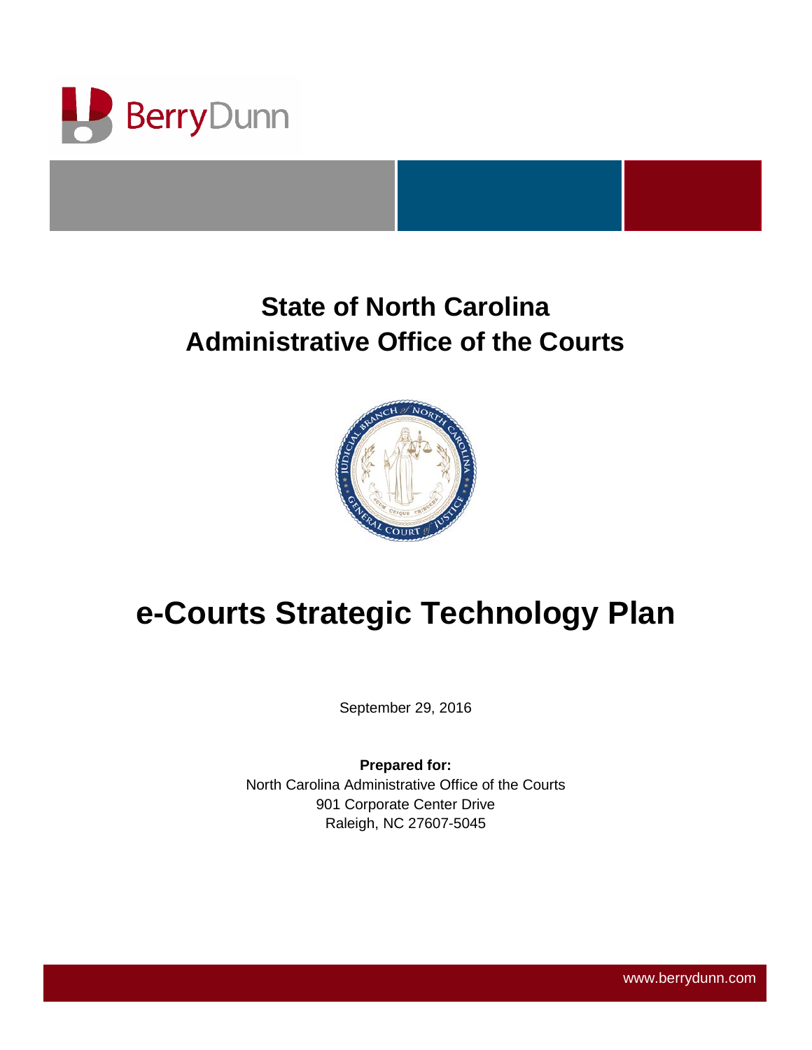# State of North Carolina
# Administrative Office of the Courts

# e-Courts Strategic Technology Plan

September 29, 2016

**Prepared for:**
North Carolina Administrative Office of the Courts
901 Corporate Center Drive
Raleigh, NC 27607-5045

www.berrydunn.com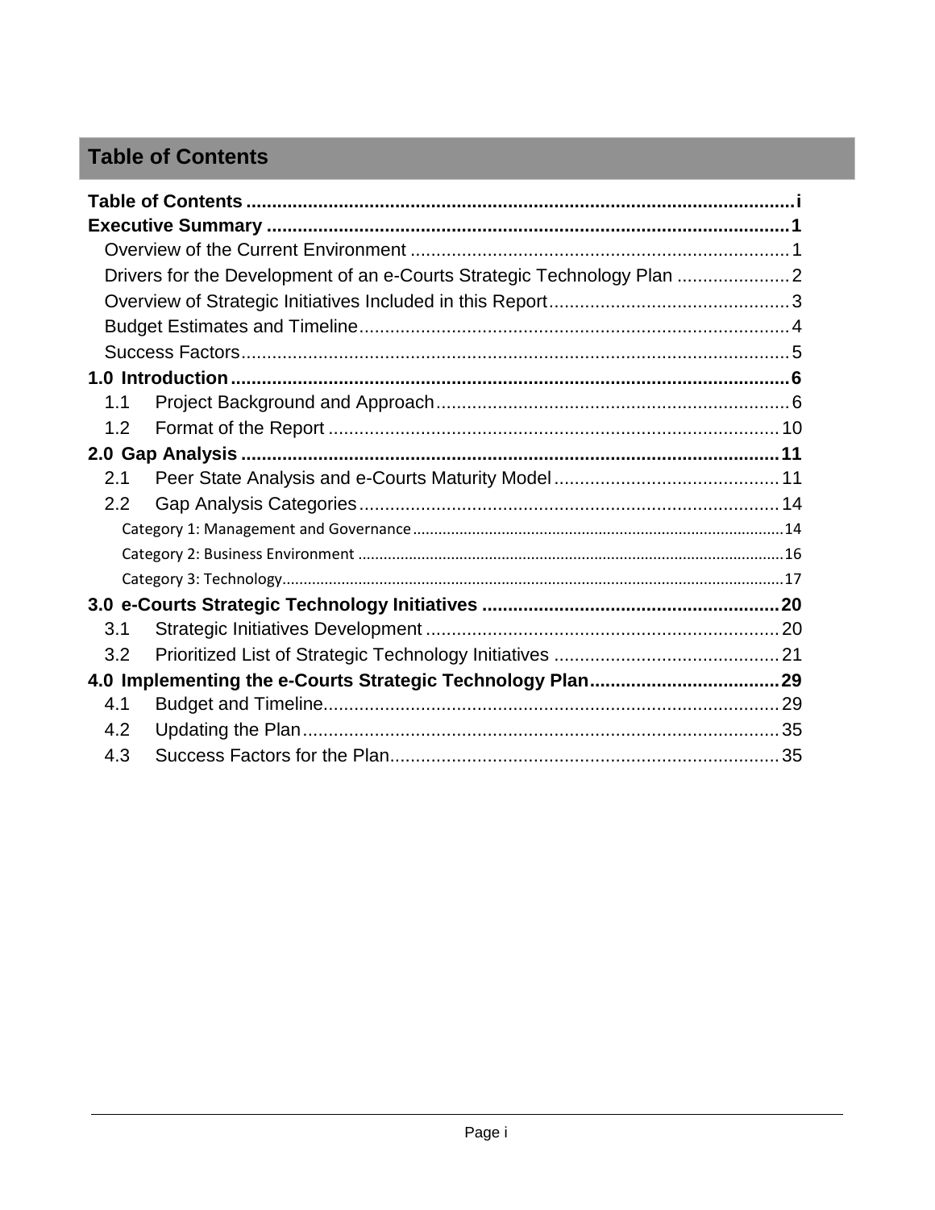# Table of Contents

**Table of Contents** .......... i

**Executive Summary** .......... 1

- Overview of the Current Environment .......... 1
- Drivers for the Development of an e-Courts Strategic Technology Plan .......... 2
- Overview of Strategic Initiatives Included in this Report .......... 3
- Budget Estimates and Timeline .......... 4
- Success Factors .......... 5

**1.0 Introduction** .......... 6

- 1.1 Project Background and Approach .......... 6
- 1.2 Format of the Report .......... 10

**2.0 Gap Analysis** .......... 11

- 2.1 Peer State Analysis and e-Courts Maturity Model .......... 11
- 2.2 Gap Analysis Categories .......... 14
  - Category 1: Management and Governance .......... 14
  - Category 2: Business Environment .......... 16
  - Category 3: Technology .......... 17

**3.0 e-Courts Strategic Technology Initiatives** .......... 20

- 3.1 Strategic Initiatives Development .......... 20
- 3.2 Prioritized List of Strategic Technology Initiatives .......... 21

**4.0 Implementing the e-Courts Strategic Technology Plan** .......... 29

- 4.1 Budget and Timeline .......... 29
- 4.2 Updating the Plan .......... 35
- 4.3 Success Factors for the Plan .......... 35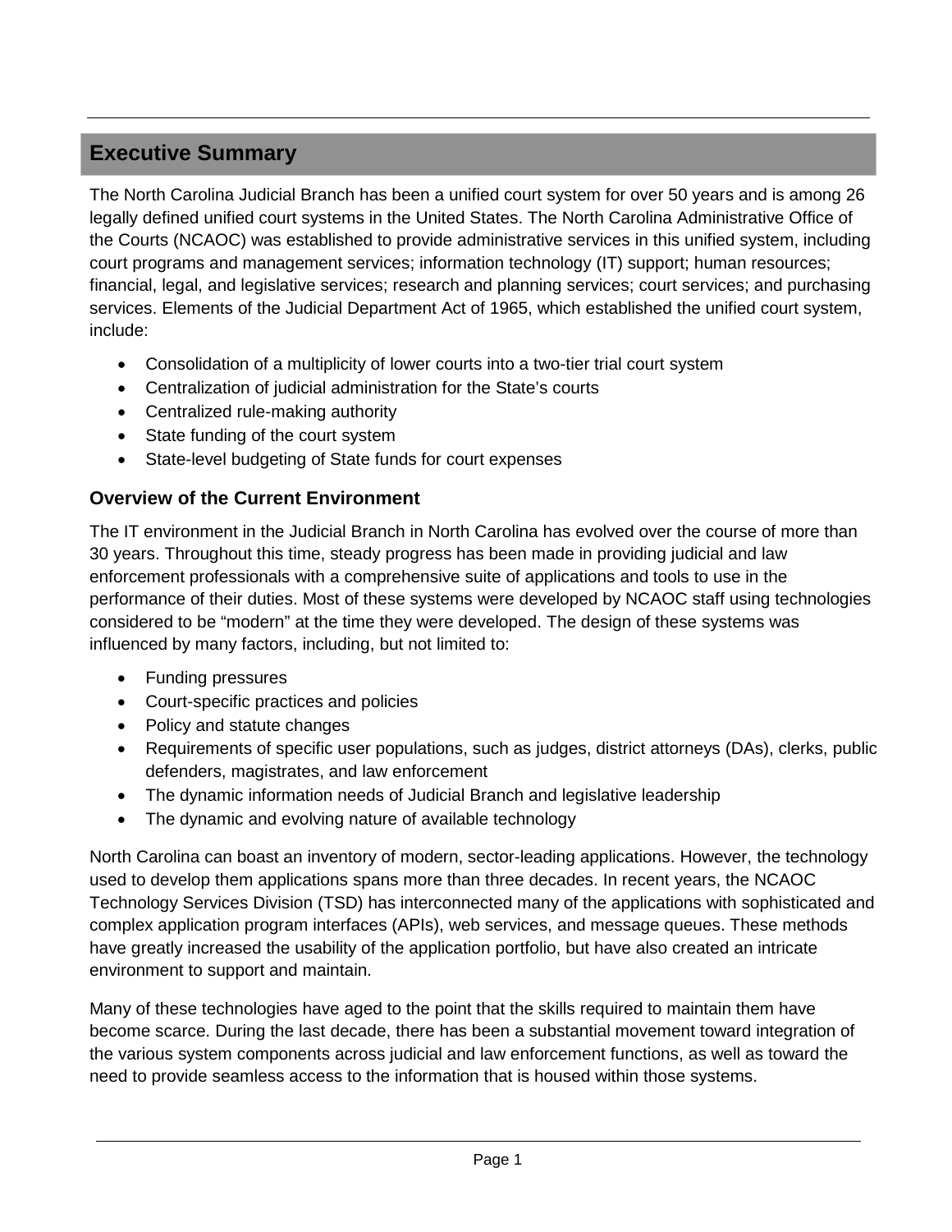# Executive Summary

The North Carolina Judicial Branch has been a unified court system for over 50 years and is among 26 legally defined unified court systems in the United States. The North Carolina Administrative Office of the Courts (NCAOC) was established to provide administrative services in this unified system, including court programs and management services; information technology (IT) support; human resources; financial, legal, and legislative services; research and planning services; court services; and purchasing services. Elements of the Judicial Department Act of 1965, which established the unified court system, include:

- Consolidation of a multiplicity of lower courts into a two-tier trial court system
- Centralization of judicial administration for the State's courts
- Centralized rule-making authority
- State funding of the court system
- State-level budgeting of State funds for court expenses

## Overview of the Current Environment

The IT environment in the Judicial Branch in North Carolina has evolved over the course of more than 30 years. Throughout this time, steady progress has been made in providing judicial and law enforcement professionals with a comprehensive suite of applications and tools to use in the performance of their duties. Most of these systems were developed by NCAOC staff using technologies considered to be "modern" at the time they were developed. The design of these systems was influenced by many factors, including, but not limited to:

- Funding pressures
- Court-specific practices and policies
- Policy and statute changes
- Requirements of specific user populations, such as judges, district attorneys (DAs), clerks, public defenders, magistrates, and law enforcement
- The dynamic information needs of Judicial Branch and legislative leadership
- The dynamic and evolving nature of available technology

North Carolina can boast an inventory of modern, sector-leading applications. However, the technology used to develop them applications spans more than three decades. In recent years, the NCAOC Technology Services Division (TSD) has interconnected many of the applications with sophisticated and complex application program interfaces (APIs), web services, and message queues. These methods have greatly increased the usability of the application portfolio, but have also created an intricate environment to support and maintain.

Many of these technologies have aged to the point that the skills required to maintain them have become scarce. During the last decade, there has been a substantial movement toward integration of the various system components across judicial and law enforcement functions, as well as toward the need to provide seamless access to the information that is housed within those systems.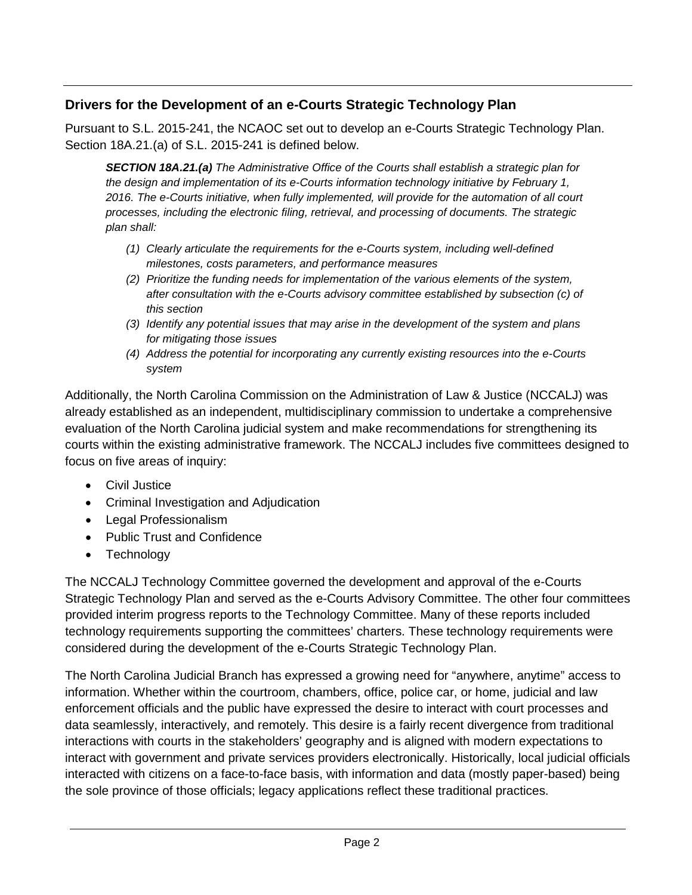## Drivers for the Development of an e-Courts Strategic Technology Plan

Pursuant to S.L. 2015-241, the NCAOC set out to develop an e-Courts Strategic Technology Plan. Section 18A.21.(a) of S.L. 2015-241 is defined below.

> ***SECTION 18A.21.(a)*** *The Administrative Office of the Courts shall establish a strategic plan for the design and implementation of its e-Courts information technology initiative by February 1, 2016. The e-Courts initiative, when fully implemented, will provide for the automation of all court processes, including the electronic filing, retrieval, and processing of documents. The strategic plan shall:*
>
> *(1) Clearly articulate the requirements for the e-Courts system, including well-defined milestones, costs parameters, and performance measures*
>
> *(2) Prioritize the funding needs for implementation of the various elements of the system, after consultation with the e-Courts advisory committee established by subsection (c) of this section*
>
> *(3) Identify any potential issues that may arise in the development of the system and plans for mitigating those issues*
>
> *(4) Address the potential for incorporating any currently existing resources into the e-Courts system*

Additionally, the North Carolina Commission on the Administration of Law & Justice (NCCALJ) was already established as an independent, multidisciplinary commission to undertake a comprehensive evaluation of the North Carolina judicial system and make recommendations for strengthening its courts within the existing administrative framework. The NCCALJ includes five committees designed to focus on five areas of inquiry:

- Civil Justice
- Criminal Investigation and Adjudication
- Legal Professionalism
- Public Trust and Confidence
- Technology

The NCCALJ Technology Committee governed the development and approval of the e-Courts Strategic Technology Plan and served as the e-Courts Advisory Committee. The other four committees provided interim progress reports to the Technology Committee. Many of these reports included technology requirements supporting the committees' charters. These technology requirements were considered during the development of the e-Courts Strategic Technology Plan.

The North Carolina Judicial Branch has expressed a growing need for "anywhere, anytime" access to information. Whether within the courtroom, chambers, office, police car, or home, judicial and law enforcement officials and the public have expressed the desire to interact with court processes and data seamlessly, interactively, and remotely. This desire is a fairly recent divergence from traditional interactions with courts in the stakeholders' geography and is aligned with modern expectations to interact with government and private services providers electronically. Historically, local judicial officials interacted with citizens on a face-to-face basis, with information and data (mostly paper-based) being the sole province of those officials; legacy applications reflect these traditional practices.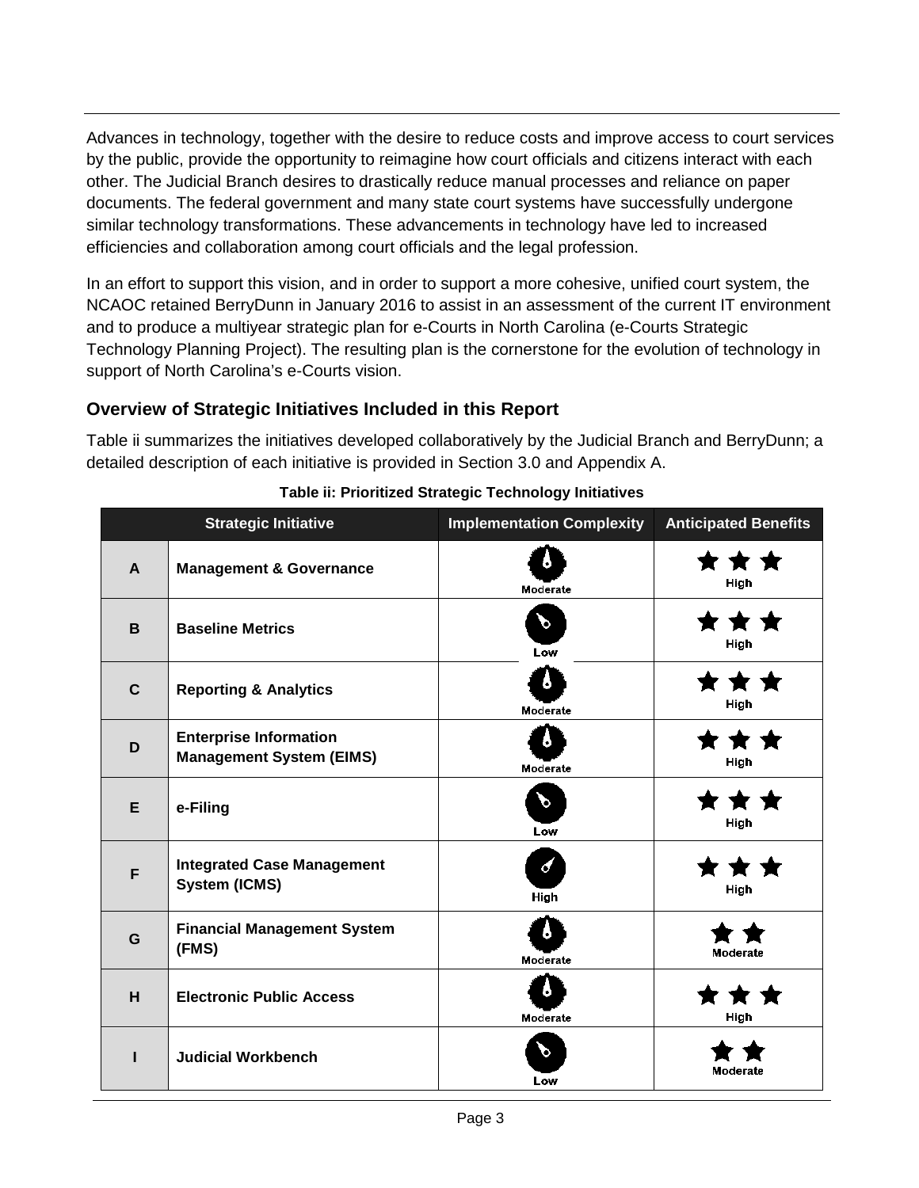Advances in technology, together with the desire to reduce costs and improve access to court services by the public, provide the opportunity to reimagine how court officials and citizens interact with each other. The Judicial Branch desires to drastically reduce manual processes and reliance on paper documents. The federal government and many state court systems have successfully undergone similar technology transformations. These advancements in technology have led to increased efficiencies and collaboration among court officials and the legal profession.

In an effort to support this vision, and in order to support a more cohesive, unified court system, the NCAOC retained BerryDunn in January 2016 to assist in an assessment of the current IT environment and to produce a multiyear strategic plan for e-Courts in North Carolina (e-Courts Strategic Technology Planning Project). The resulting plan is the cornerstone for the evolution of technology in support of North Carolina's e-Courts vision.

### Overview of Strategic Initiatives Included in this Report

Table ii summarizes the initiatives developed collaboratively by the Judicial Branch and BerryDunn; a detailed description of each initiative is provided in Section 3.0 and Appendix A.

**Table ii: Prioritized Strategic Technology Initiatives**

| Strategic Initiative | | Implementation Complexity | Anticipated Benefits |
|---|---|---|---|
| A | Management & Governance | Moderate | High |
| B | Baseline Metrics | Low | High |
| C | Reporting & Analytics | Moderate | High |
| D | Enterprise Information Management System (EIMS) | Moderate | High |
| E | e-Filing | Low | High |
| F | Integrated Case Management System (ICMS) | High | High |
| G | Financial Management System (FMS) | Moderate | Moderate |
| H | Electronic Public Access | Moderate | High |
| I | Judicial Workbench | Low | Moderate |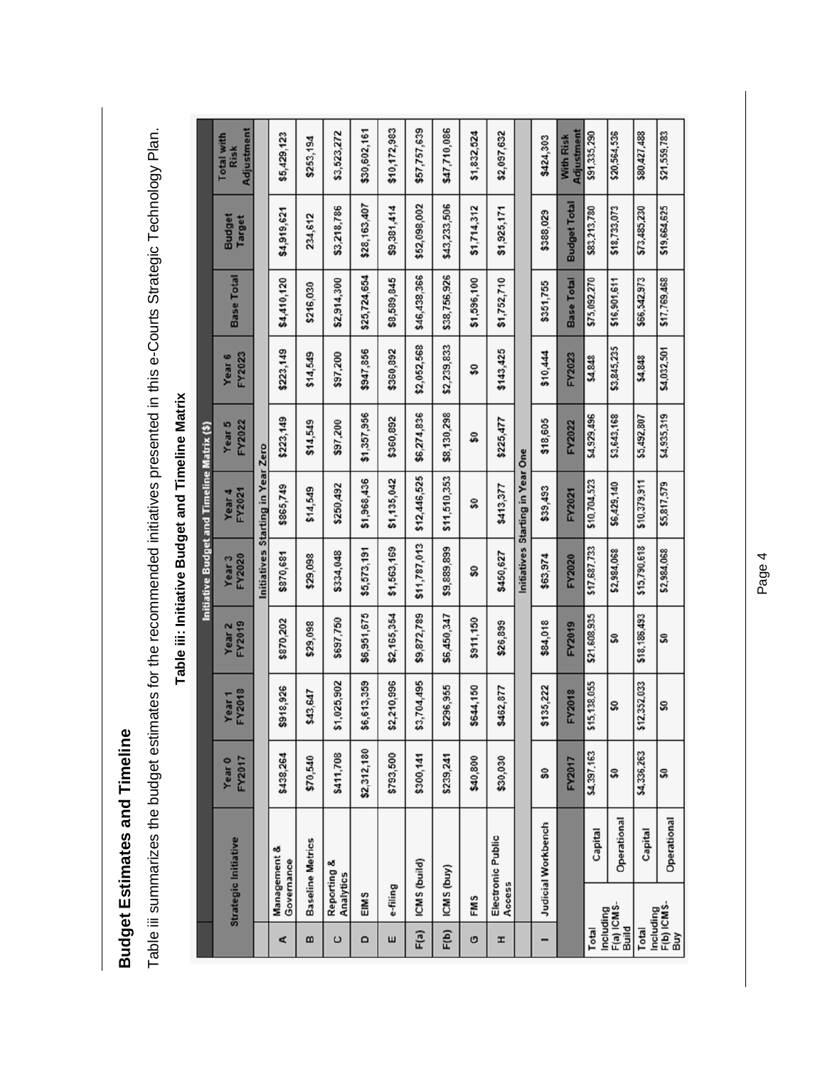## Budget Estimates and Timeline

Table iii summarizes the budget estimates for the recommended initiatives presented in this e-Courts Strategic Technology Plan.

**Table iii: Initiative Budget and Timeline Matrix**

| | Strategic Initiative | Year 0 FY2017 | Year 1 FY2018 | Year 2 FY2019 | Year 3 FY2020 | Year 4 FY2021 | Year 5 FY2022 | Year 6 FY2023 | Base Total | Budget Target | Total with Risk Adjustment |
|---|---|---|---|---|---|---|---|---|---|---|---|
| | | **Initiative Budget and Timeline Matrix ($)** | | | | | | | | | |
| | | **Initiatives Starting in Year Zero** | | | | | | | | | |
| A | Management & Governance | $439,264 | $918,926 | $870,202 | $870,681 | $865,749 | $223,149 | $223,149 | $4,410,120 | $4,919,621 | $5,429,123 |
| B | Baseline Metrics | $70,540 | $43,647 | $29,098 | $29,098 | $14,549 | $14,549 | $14,549 | $216,030 | 234,612 | $253,194 |
| C | Reporting & Analytics | $411,708 | $1,025,902 | $697,750 | $334,048 | $250,492 | $97,200 | $97,200 | $2,914,300 | $3,218,786 | $3,523,272 |
| D | EIMS | $2,312,180 | $6,613,359 | $6,951,675 | $5,573,191 | $1,968,436 | $1,357,956 | $947,856 | $25,724,654 | $28,163,407 | $30,602,161 |
| E | e-filing | $793,500 | $2,210,996 | $2,165,354 | $1,563,169 | $1,135,042 | $360,892 | $360,892 | $8,589,845 | $9,381,414 | $10,172,983 |
| F(a) | ICMS (build) | $300,141 | $3,704,495 | $9,872,789 | $11,787,013 | $12,446,525 | $6,274,836 | $2,052,568 | $46,438,366 | $52,098,002 | $57,757,639 |
| F(b) | ICMS (buy) | $239,241 | $296,955 | $6,450,347 | $9,889,899 | $11,510,353 | $8,130,298 | $2,239,833 | $38,756,926 | $43,233,506 | $47,710,086 |
| G | FMS | $40,800 | $644,150 | $911,150 | $0 | $0 | $0 | $0 | $1,596,100 | $1,714,312 | $1,832,524 |
| H | Electronic Public Access | $30,030 | $462,877 | $26,899 | $450,627 | $413,377 | $225,477 | $143,425 | $1,752,710 | $1,925,171 | $2,097,632 |
| | | **Initiatives Starting in Year One** | | | | | | | | | |
| I | Judicial Workbench | $0 | $135,222 | $84,018 | $63,974 | $39,493 | $18,605 | $10,444 | $351,755 | $388,029 | $424,303 |
| | | FY2017 | FY2018 | FY2019 | FY2020 | FY2021 | FY2022 | FY2023 | Base Total | Budget Total | With Risk Adjustment |
| Total Including F(a) ICMS-Build | Capital | $4,397,163 | $15,138,055 | $21,608,935 | $17,687,733 | $10,704,523 | $4,929,496 | $4,848 | $75,092,270 | $83,213,780 | $91,335,290 |
| | Operational | $0 | $0 | $0 | $2,984,068 | $6,429,140 | $3,643,168 | $3,845,235 | $16,901,611 | $18,733,073 | $20,564,536 |
| Total Including F(b) ICMS-Buy | Capital | $4,336,263 | $12,352,033 | $18,186,493 | $15,790,618 | $10,379,911 | $5,492,807 | $4,848 | $66,542,973 | $73,485,230 | $80,427,488 |
| | Operational | $0 | $0 | $0 | $2,984,068 | $5,817,579 | $4,935,319 | $4,032,501 | $17,769,468 | $19,664,625 | $21,559,783 |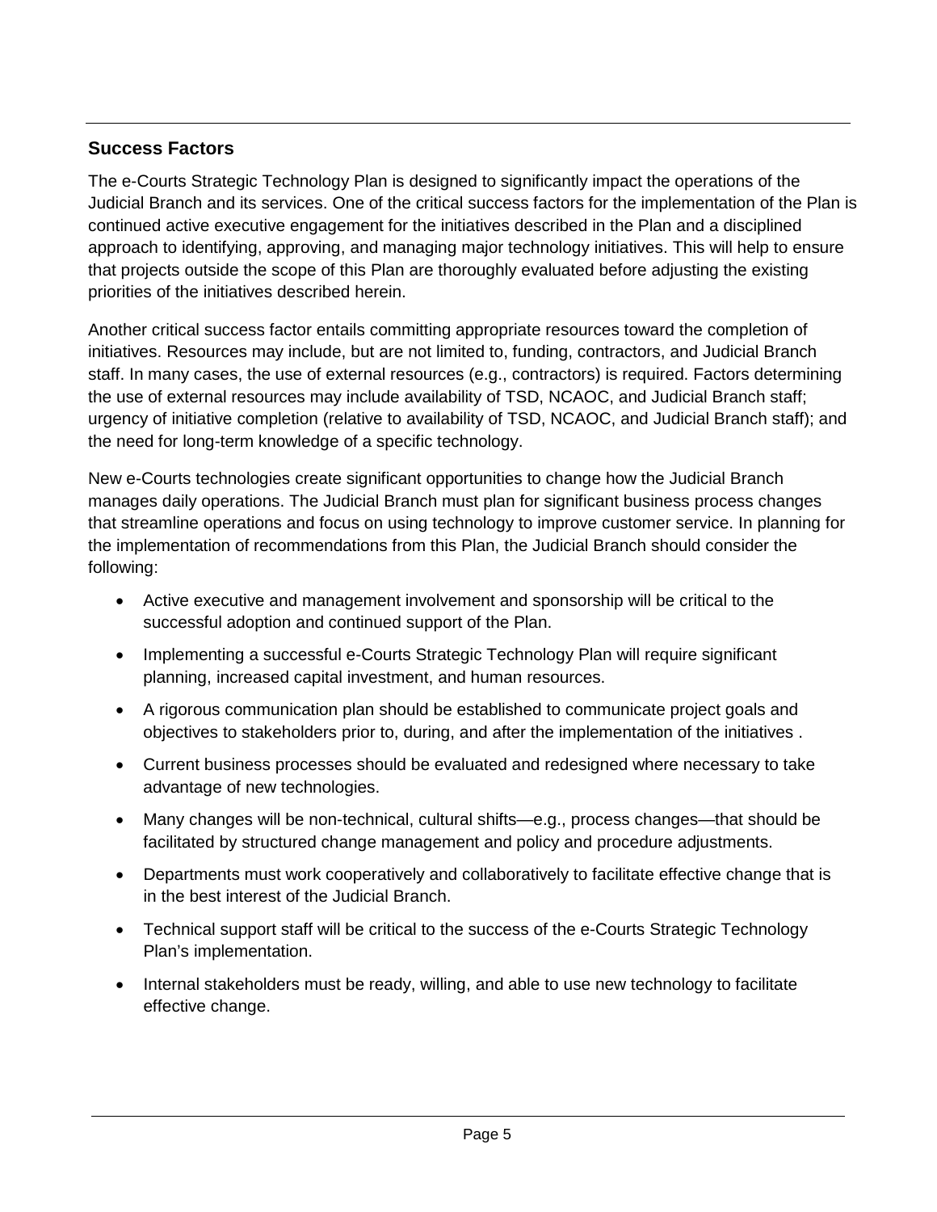## Success Factors

The e-Courts Strategic Technology Plan is designed to significantly impact the operations of the Judicial Branch and its services. One of the critical success factors for the implementation of the Plan is continued active executive engagement for the initiatives described in the Plan and a disciplined approach to identifying, approving, and managing major technology initiatives. This will help to ensure that projects outside the scope of this Plan are thoroughly evaluated before adjusting the existing priorities of the initiatives described herein.

Another critical success factor entails committing appropriate resources toward the completion of initiatives. Resources may include, but are not limited to, funding, contractors, and Judicial Branch staff. In many cases, the use of external resources (e.g., contractors) is required. Factors determining the use of external resources may include availability of TSD, NCAOC, and Judicial Branch staff; urgency of initiative completion (relative to availability of TSD, NCAOC, and Judicial Branch staff); and the need for long-term knowledge of a specific technology.

New e-Courts technologies create significant opportunities to change how the Judicial Branch manages daily operations. The Judicial Branch must plan for significant business process changes that streamline operations and focus on using technology to improve customer service. In planning for the implementation of recommendations from this Plan, the Judicial Branch should consider the following:

- Active executive and management involvement and sponsorship will be critical to the successful adoption and continued support of the Plan.
- Implementing a successful e-Courts Strategic Technology Plan will require significant planning, increased capital investment, and human resources.
- A rigorous communication plan should be established to communicate project goals and objectives to stakeholders prior to, during, and after the implementation of the initiatives .
- Current business processes should be evaluated and redesigned where necessary to take advantage of new technologies.
- Many changes will be non-technical, cultural shifts—e.g., process changes—that should be facilitated by structured change management and policy and procedure adjustments.
- Departments must work cooperatively and collaboratively to facilitate effective change that is in the best interest of the Judicial Branch.
- Technical support staff will be critical to the success of the e-Courts Strategic Technology Plan's implementation.
- Internal stakeholders must be ready, willing, and able to use new technology to facilitate effective change.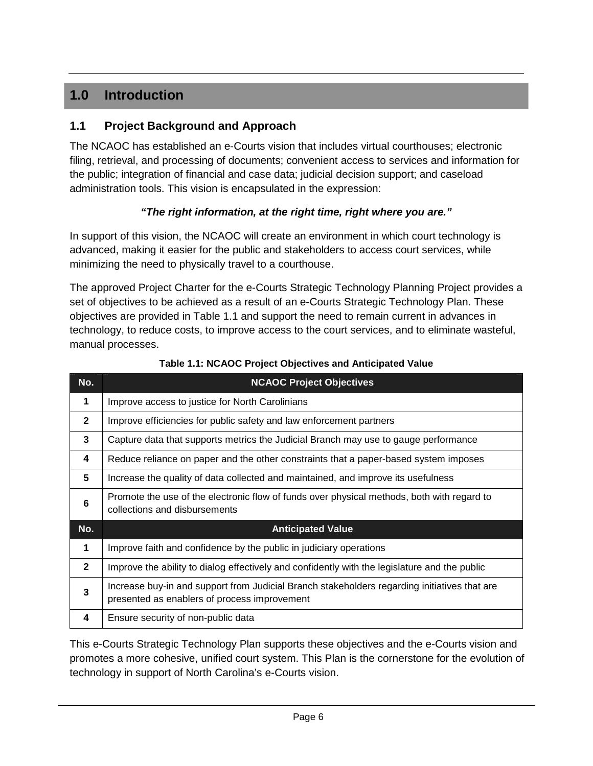# 1.0 Introduction

## 1.1 Project Background and Approach

The NCAOC has established an e-Courts vision that includes virtual courthouses; electronic filing, retrieval, and processing of documents; convenient access to services and information for the public; integration of financial and case data; judicial decision support; and caseload administration tools. This vision is encapsulated in the expression:

***"The right information, at the right time, right where you are."***

In support of this vision, the NCAOC will create an environment in which court technology is advanced, making it easier for the public and stakeholders to access court services, while minimizing the need to physically travel to a courthouse.

The approved Project Charter for the e-Courts Strategic Technology Planning Project provides a set of objectives to be achieved as a result of an e-Courts Strategic Technology Plan. These objectives are provided in Table 1.1 and support the need to remain current in advances in technology, to reduce costs, to improve access to the court services, and to eliminate wasteful, manual processes.

**Table 1.1: NCAOC Project Objectives and Anticipated Value**

| No. | NCAOC Project Objectives |
|---|---|
| **1** | Improve access to justice for North Carolinians |
| **2** | Improve efficiencies for public safety and law enforcement partners |
| **3** | Capture data that supports metrics the Judicial Branch may use to gauge performance |
| **4** | Reduce reliance on paper and the other constraints that a paper-based system imposes |
| **5** | Increase the quality of data collected and maintained, and improve its usefulness |
| **6** | Promote the use of the electronic flow of funds over physical methods, both with regard to collections and disbursements |
| **No.** | **Anticipated Value** |
| **1** | Improve faith and confidence by the public in judiciary operations |
| **2** | Improve the ability to dialog effectively and confidently with the legislature and the public |
| **3** | Increase buy-in and support from Judicial Branch stakeholders regarding initiatives that are presented as enablers of process improvement |
| **4** | Ensure security of non-public data |

This e-Courts Strategic Technology Plan supports these objectives and the e-Courts vision and promotes a more cohesive, unified court system. This Plan is the cornerstone for the evolution of technology in support of North Carolina's e-Courts vision.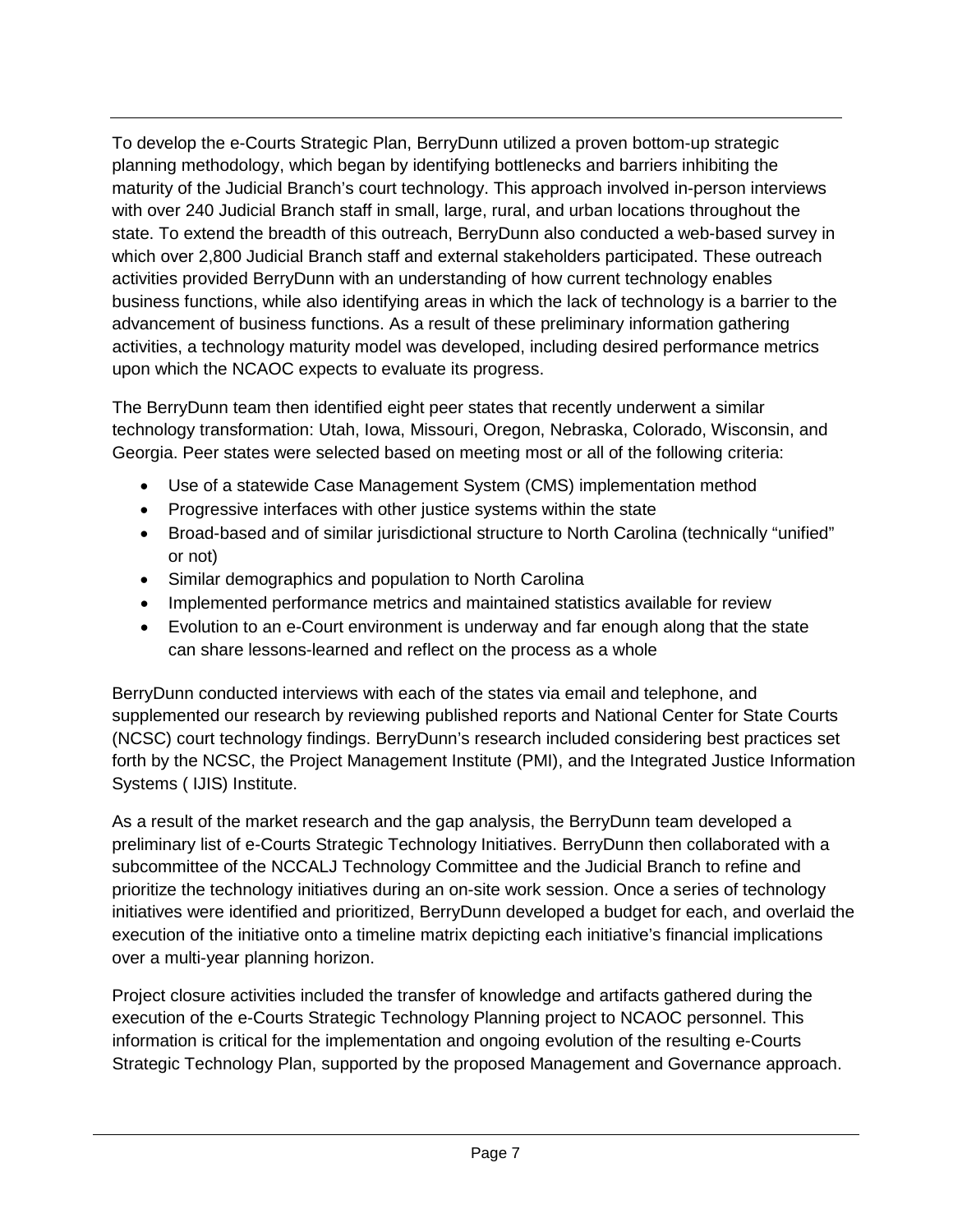To develop the e-Courts Strategic Plan, BerryDunn utilized a proven bottom-up strategic planning methodology, which began by identifying bottlenecks and barriers inhibiting the maturity of the Judicial Branch's court technology. This approach involved in-person interviews with over 240 Judicial Branch staff in small, large, rural, and urban locations throughout the state. To extend the breadth of this outreach, BerryDunn also conducted a web-based survey in which over 2,800 Judicial Branch staff and external stakeholders participated. These outreach activities provided BerryDunn with an understanding of how current technology enables business functions, while also identifying areas in which the lack of technology is a barrier to the advancement of business functions. As a result of these preliminary information gathering activities, a technology maturity model was developed, including desired performance metrics upon which the NCAOC expects to evaluate its progress.

The BerryDunn team then identified eight peer states that recently underwent a similar technology transformation: Utah, Iowa, Missouri, Oregon, Nebraska, Colorado, Wisconsin, and Georgia. Peer states were selected based on meeting most or all of the following criteria:

- Use of a statewide Case Management System (CMS) implementation method
- Progressive interfaces with other justice systems within the state
- Broad-based and of similar jurisdictional structure to North Carolina (technically "unified" or not)
- Similar demographics and population to North Carolina
- Implemented performance metrics and maintained statistics available for review
- Evolution to an e-Court environment is underway and far enough along that the state can share lessons-learned and reflect on the process as a whole

BerryDunn conducted interviews with each of the states via email and telephone, and supplemented our research by reviewing published reports and National Center for State Courts (NCSC) court technology findings. BerryDunn's research included considering best practices set forth by the NCSC, the Project Management Institute (PMI), and the Integrated Justice Information Systems ( IJIS) Institute.

As a result of the market research and the gap analysis, the BerryDunn team developed a preliminary list of e-Courts Strategic Technology Initiatives. BerryDunn then collaborated with a subcommittee of the NCCALJ Technology Committee and the Judicial Branch to refine and prioritize the technology initiatives during an on-site work session. Once a series of technology initiatives were identified and prioritized, BerryDunn developed a budget for each, and overlaid the execution of the initiative onto a timeline matrix depicting each initiative's financial implications over a multi-year planning horizon.

Project closure activities included the transfer of knowledge and artifacts gathered during the execution of the e-Courts Strategic Technology Planning project to NCAOC personnel. This information is critical for the implementation and ongoing evolution of the resulting e-Courts Strategic Technology Plan, supported by the proposed Management and Governance approach.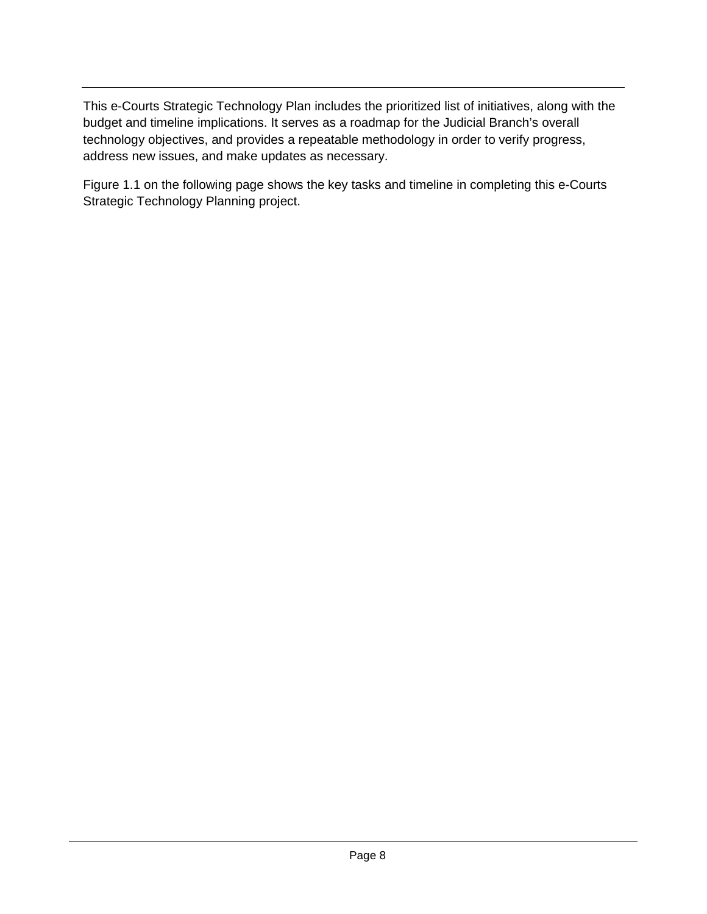This e-Courts Strategic Technology Plan includes the prioritized list of initiatives, along with the budget and timeline implications. It serves as a roadmap for the Judicial Branch's overall technology objectives, and provides a repeatable methodology in order to verify progress, address new issues, and make updates as necessary.

Figure 1.1 on the following page shows the key tasks and timeline in completing this e-Courts Strategic Technology Planning project.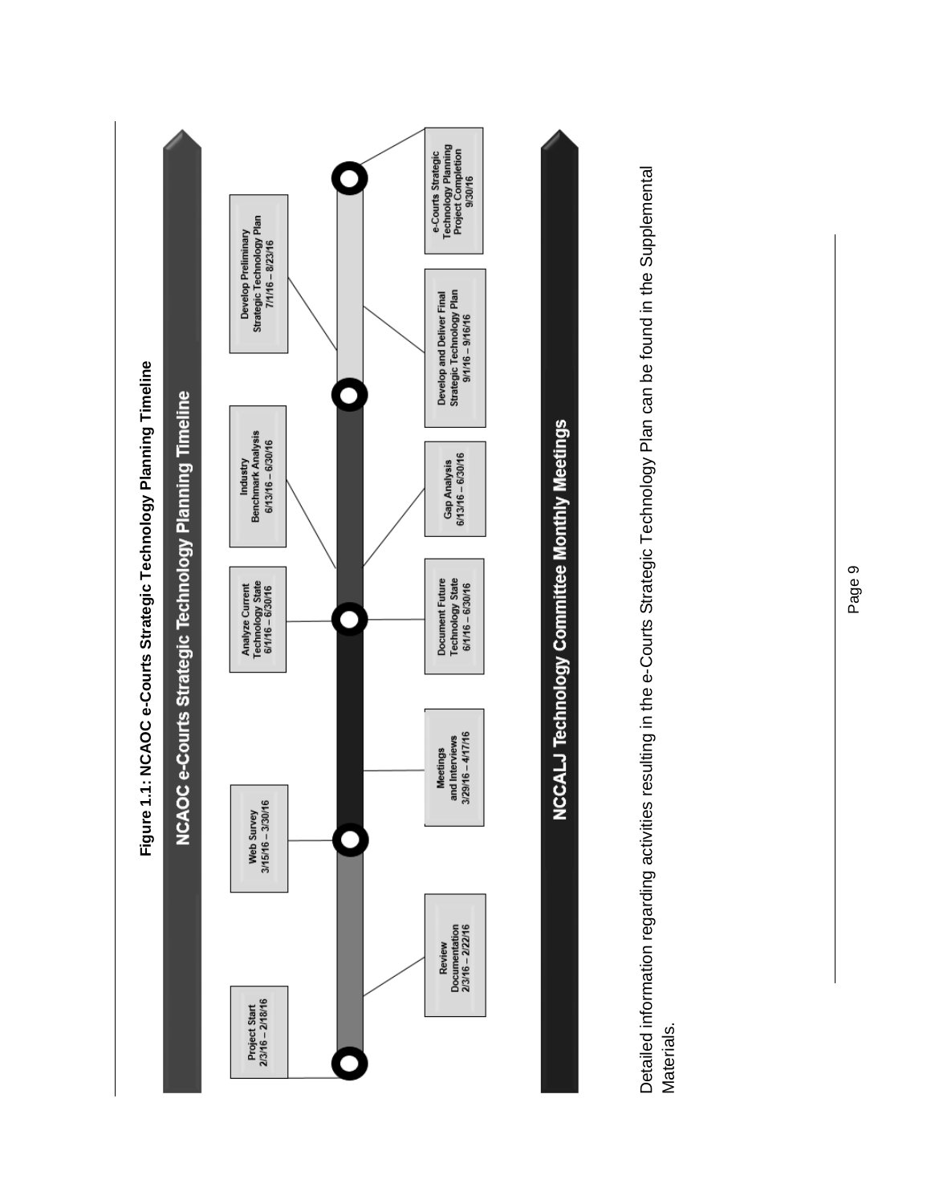**Figure 1.1: NCAOC e-Courts Strategic Technology Planning Timeline**

**NCAOC e-Courts Strategic Technology Planning Timeline**

- Project Start 2/3/16 – 2/18/16
- Review Documentation 2/3/16 – 2/22/16
- Web Survey 3/15/16 – 3/30/16
- Meetings and Interviews 3/29/16 – 4/17/16
- Analyze Current Technology State 6/1/16 – 6/30/16
- Document Future Technology State 6/1/16 – 6/30/16
- Industry Benchmark Analysis 6/13/16 – 6/30/16
- Gap Analysis 6/13/16 – 6/30/16
- Develop Preliminary Strategic Technology Plan 7/1/16 – 8/23/16
- Develop and Deliver Final Strategic Technology Plan 9/1/16 – 9/16/16
- e-Courts Strategic Technology Planning Project Completion 9/30/16

**NCCALJ Technology Committee Monthly Meetings**

Detailed information regarding activities resulting in the e-Courts Strategic Technology Plan can be found in the Supplemental Materials.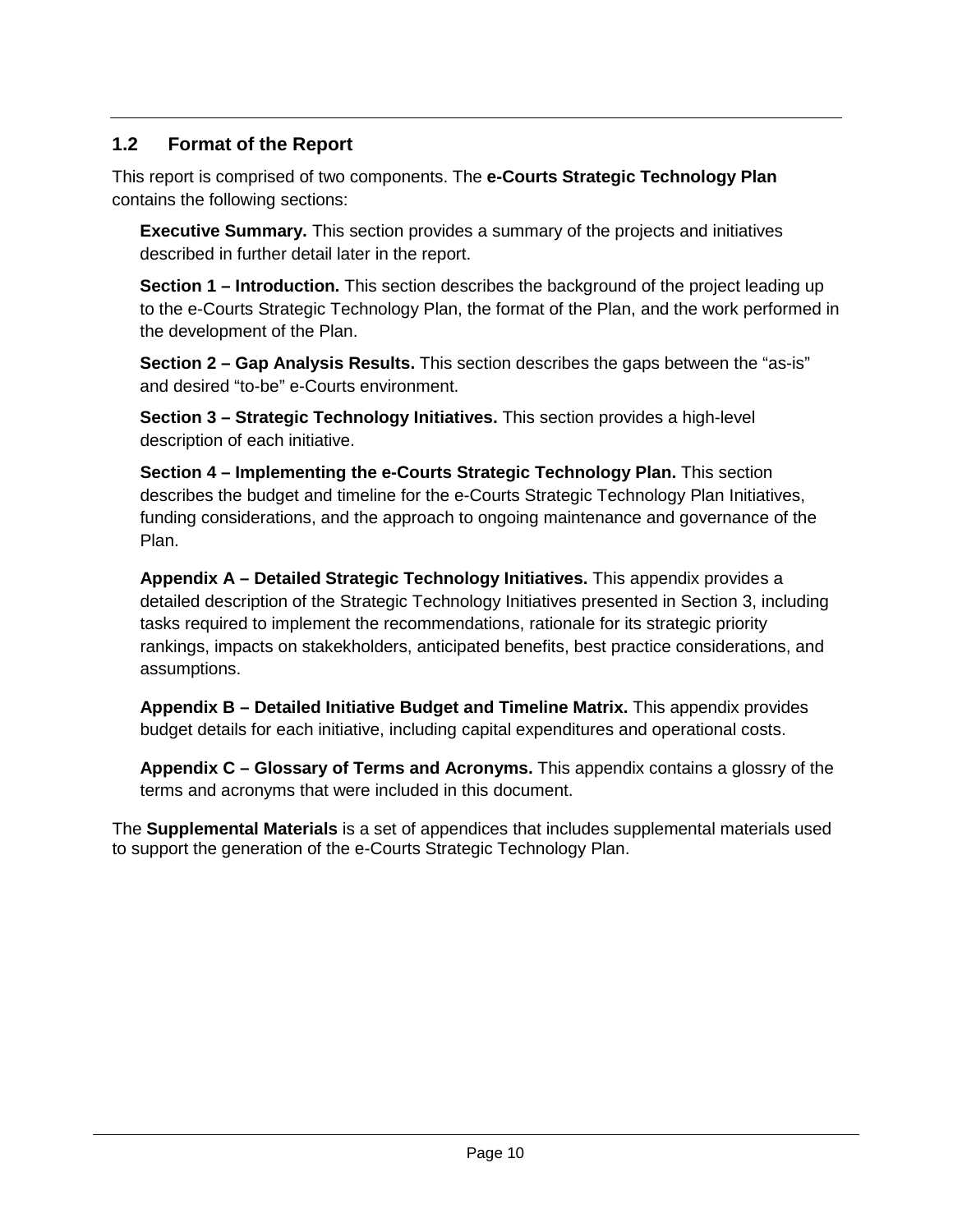## 1.2 Format of the Report

This report is comprised of two components. The **e-Courts Strategic Technology Plan** contains the following sections:

**Executive Summary.** This section provides a summary of the projects and initiatives described in further detail later in the report.

**Section 1 – Introduction.** This section describes the background of the project leading up to the e-Courts Strategic Technology Plan, the format of the Plan, and the work performed in the development of the Plan.

**Section 2 – Gap Analysis Results.** This section describes the gaps between the "as-is" and desired "to-be" e-Courts environment.

**Section 3 – Strategic Technology Initiatives.** This section provides a high-level description of each initiative.

**Section 4 – Implementing the e-Courts Strategic Technology Plan.** This section describes the budget and timeline for the e-Courts Strategic Technology Plan Initiatives, funding considerations, and the approach to ongoing maintenance and governance of the Plan.

**Appendix A – Detailed Strategic Technology Initiatives.** This appendix provides a detailed description of the Strategic Technology Initiatives presented in Section 3, including tasks required to implement the recommendations, rationale for its strategic priority rankings, impacts on stakekholders, anticipated benefits, best practice considerations, and assumptions.

**Appendix B – Detailed Initiative Budget and Timeline Matrix.** This appendix provides budget details for each initiative, including capital expenditures and operational costs.

**Appendix C – Glossary of Terms and Acronyms.** This appendix contains a glossry of the terms and acronyms that were included in this document.

The **Supplemental Materials** is a set of appendices that includes supplemental materials used to support the generation of the e-Courts Strategic Technology Plan.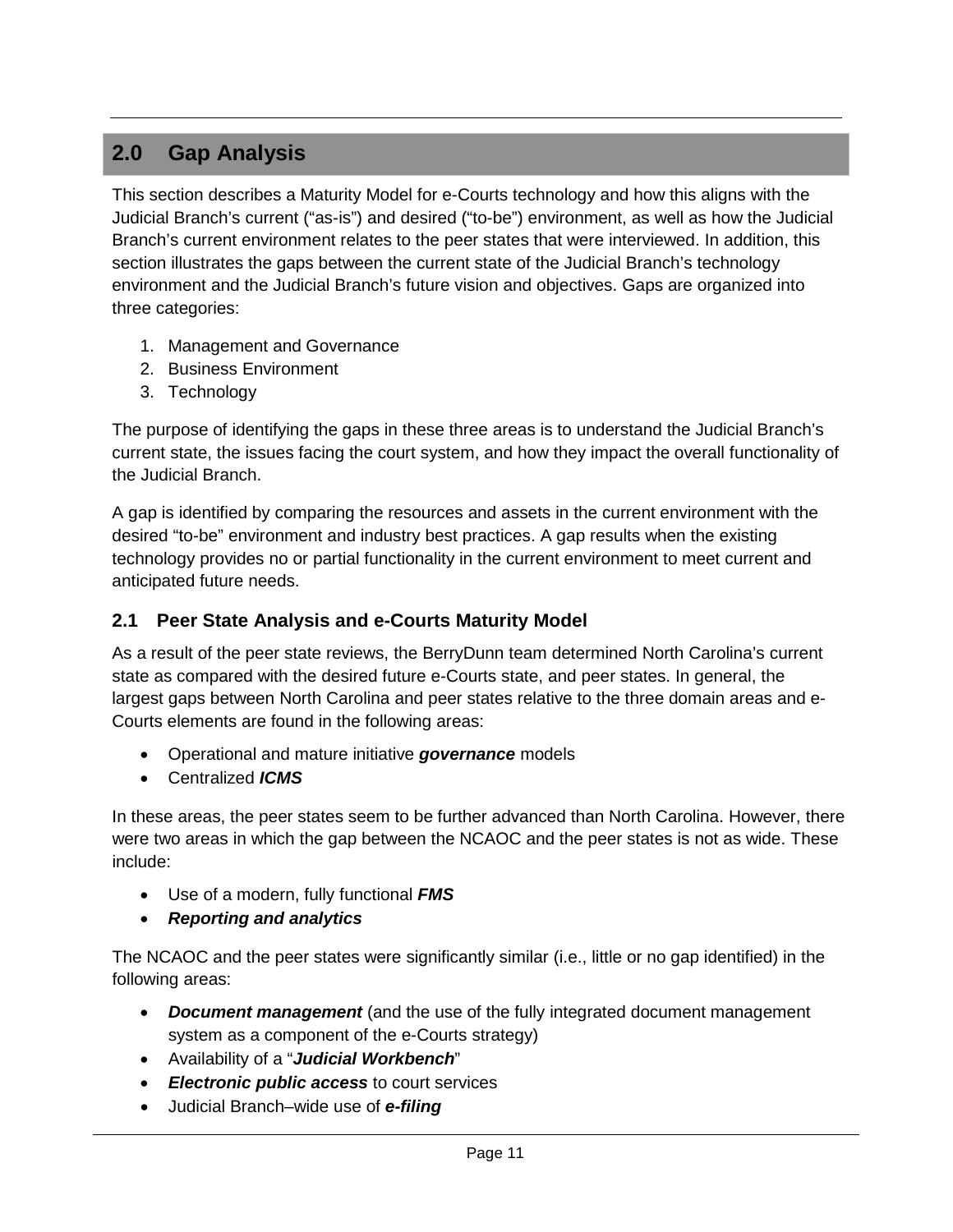# 2.0 Gap Analysis

This section describes a Maturity Model for e-Courts technology and how this aligns with the Judicial Branch's current ("as-is") and desired ("to-be") environment, as well as how the Judicial Branch's current environment relates to the peer states that were interviewed. In addition, this section illustrates the gaps between the current state of the Judicial Branch's technology environment and the Judicial Branch's future vision and objectives. Gaps are organized into three categories:

1. Management and Governance
2. Business Environment
3. Technology

The purpose of identifying the gaps in these three areas is to understand the Judicial Branch's current state, the issues facing the court system, and how they impact the overall functionality of the Judicial Branch.

A gap is identified by comparing the resources and assets in the current environment with the desired "to-be" environment and industry best practices. A gap results when the existing technology provides no or partial functionality in the current environment to meet current and anticipated future needs.

## 2.1 Peer State Analysis and e-Courts Maturity Model

As a result of the peer state reviews, the BerryDunn team determined North Carolina's current state as compared with the desired future e-Courts state, and peer states. In general, the largest gaps between North Carolina and peer states relative to the three domain areas and e-Courts elements are found in the following areas:

- Operational and mature initiative ***governance*** models
- Centralized ***ICMS***

In these areas, the peer states seem to be further advanced than North Carolina. However, there were two areas in which the gap between the NCAOC and the peer states is not as wide. These include:

- Use of a modern, fully functional ***FMS***
- ***Reporting and analytics***

The NCAOC and the peer states were significantly similar (i.e., little or no gap identified) in the following areas:

- ***Document management*** (and the use of the fully integrated document management system as a component of the e-Courts strategy)
- Availability of a "***Judicial Workbench***"
- ***Electronic public access*** to court services
- Judicial Branch–wide use of ***e-filing***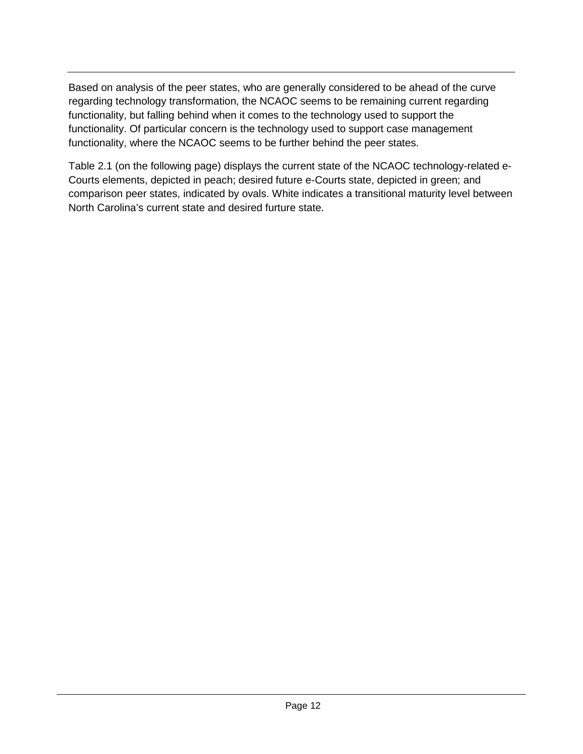Based on analysis of the peer states, who are generally considered to be ahead of the curve regarding technology transformation, the NCAOC seems to be remaining current regarding functionality, but falling behind when it comes to the technology used to support the functionality. Of particular concern is the technology used to support case management functionality, where the NCAOC seems to be further behind the peer states.

Table 2.1 (on the following page) displays the current state of the NCAOC technology-related e-Courts elements, depicted in peach; desired future e-Courts state, depicted in green; and comparison peer states, indicated by ovals. White indicates a transitional maturity level between North Carolina's current state and desired furture state.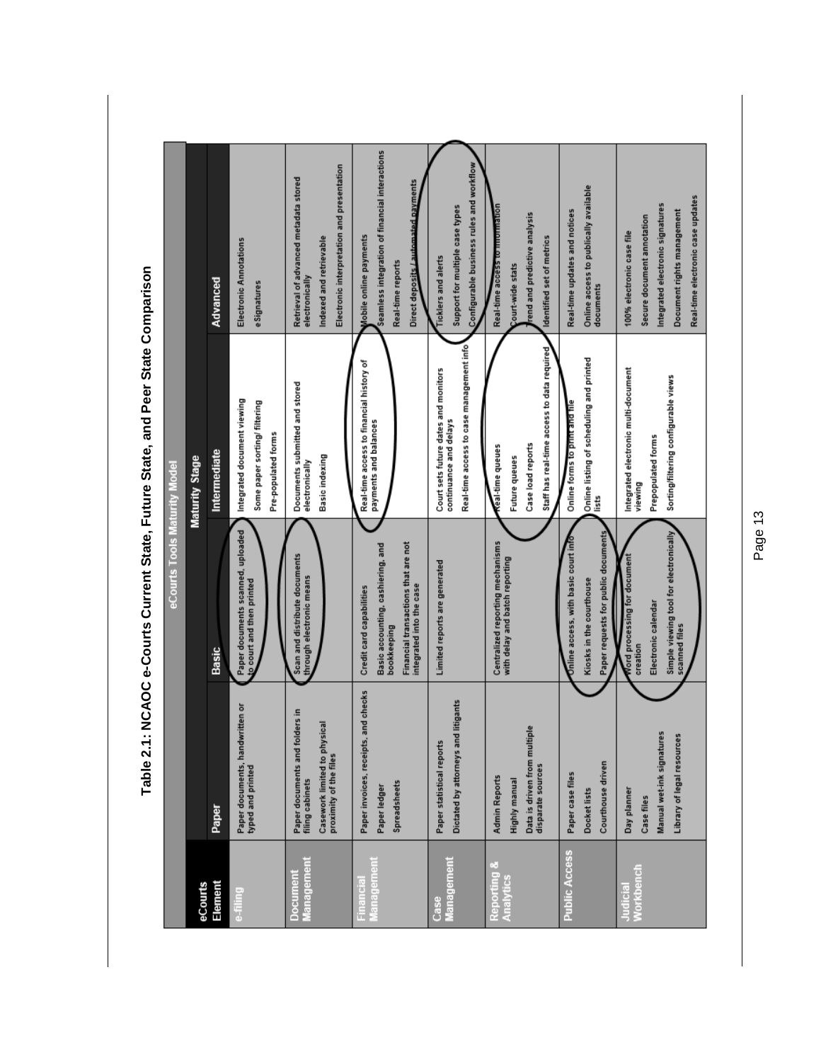## Table 2.1: NCAOC e-Courts Current State, Future State, and Peer State Comparison

| eCourts Tools Maturity Model | | | | |
|---|---|---|---|---|
| | Maturity Stage | | | |
| eCourts Element | Paper | Basic | Intermediate | Advanced |
| e-filing | Paper documents, handwritten or typed and printed | Paper documents scanned, uploaded to court and then printed | Integrated document viewing<br>Some paper sorting/ filtering<br>Pre-populated forms | Electronic Annotations<br>eSignatures |
| Document Management | Paper documents and folders in filing cabinets<br>Casework limited to physical proximity of the files | Scan and distribute documents through electronic means | Documents submitted and stored electronically<br>Basic indexing | Retrieval of advanced metadata stored electronically<br>Indexed and retrievable<br>Electronic interpretation and presentation |
| Financial Management | Paper invoices, receipts, and checks<br>Paper ledger<br>Spreadsheets | Credit card capabilities<br>Basic accounting, cashiering, and bookkeeping<br>Financial transactions that are not integrated into the case | Real-time access to financial history of payments and balances | Mobile online payments<br>Seamless integration of financial interactions<br>Real-time reports<br>Direct deposits / automated payments |
| Case Management | Paper statistical reports<br>Dictated by attorneys and litigants | Limited reports are generated | Court sets future dates and monitors continuance and delays<br>Real-time access to case management info | Ticklers and alerts<br>Support for multiple case types<br>Configurable business rules and workflow |
| Reporting & Analytics | Admin Reports<br>Highly manual<br>Data is driven from multiple disparate sources | Centralized reporting mechanisms with delay and batch reporting | Real-time queues<br>Future queues<br>Case load reports<br>Staff has real-time access to data required | Real-time access to information<br>Court-wide stats<br>Trend and predictive analysis<br>Identified set of metrics |
| Public Access | Paper case files<br>Docket lists<br>Courthouse driven | Online access, with basic court info<br>Kiosks in the courthouse<br>Paper requests for public documents | Online forms to print and file<br>Online listing of scheduling and printed lists | Real-time updates and notices<br>Online access to publically available documents |
| Judicial Workbench | Day planner<br>Case files<br>Manual wet-ink signatures<br>Library of legal resources | Word processing for document creation<br>Electronic calendar<br>Simple viewing tool for electronically scanned files | Integrated electronic multi-document viewing<br>Prepopulated forms<br>Sorting/filtering configurable views | 100% electronic case file<br>Secure document annotation<br>Integrated electronic signatures<br>Document rights management<br>Real-time electronic case updates |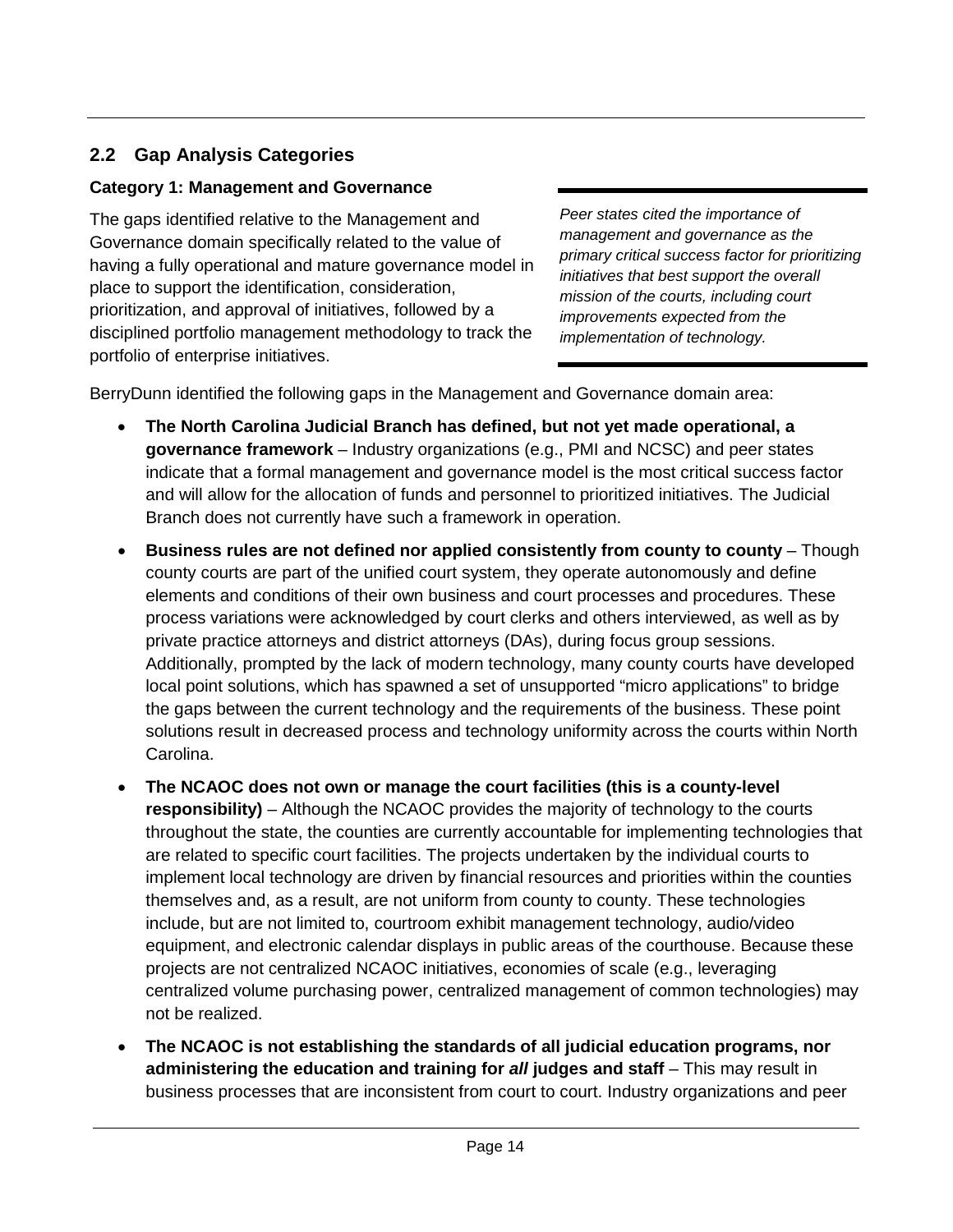## 2.2 Gap Analysis Categories

### Category 1: Management and Governance

The gaps identified relative to the Management and Governance domain specifically related to the value of having a fully operational and mature governance model in place to support the identification, consideration, prioritization, and approval of initiatives, followed by a disciplined portfolio management methodology to track the portfolio of enterprise initiatives.

*Peer states cited the importance of management and governance as the primary critical success factor for prioritizing initiatives that best support the overall mission of the courts, including court improvements expected from the implementation of technology.*

BerryDunn identified the following gaps in the Management and Governance domain area:

- **The North Carolina Judicial Branch has defined, but not yet made operational, a governance framework** – Industry organizations (e.g., PMI and NCSC) and peer states indicate that a formal management and governance model is the most critical success factor and will allow for the allocation of funds and personnel to prioritized initiatives. The Judicial Branch does not currently have such a framework in operation.
- **Business rules are not defined nor applied consistently from county to county** – Though county courts are part of the unified court system, they operate autonomously and define elements and conditions of their own business and court processes and procedures. These process variations were acknowledged by court clerks and others interviewed, as well as by private practice attorneys and district attorneys (DAs), during focus group sessions. Additionally, prompted by the lack of modern technology, many county courts have developed local point solutions, which has spawned a set of unsupported "micro applications" to bridge the gaps between the current technology and the requirements of the business. These point solutions result in decreased process and technology uniformity across the courts within North Carolina.
- **The NCAOC does not own or manage the court facilities (this is a county-level responsibility)** – Although the NCAOC provides the majority of technology to the courts throughout the state, the counties are currently accountable for implementing technologies that are related to specific court facilities. The projects undertaken by the individual courts to implement local technology are driven by financial resources and priorities within the counties themselves and, as a result, are not uniform from county to county. These technologies include, but are not limited to, courtroom exhibit management technology, audio/video equipment, and electronic calendar displays in public areas of the courthouse. Because these projects are not centralized NCAOC initiatives, economies of scale (e.g., leveraging centralized volume purchasing power, centralized management of common technologies) may not be realized.
- **The NCAOC is not establishing the standards of all judicial education programs, nor administering the education and training for *all* judges and staff** – This may result in business processes that are inconsistent from court to court. Industry organizations and peer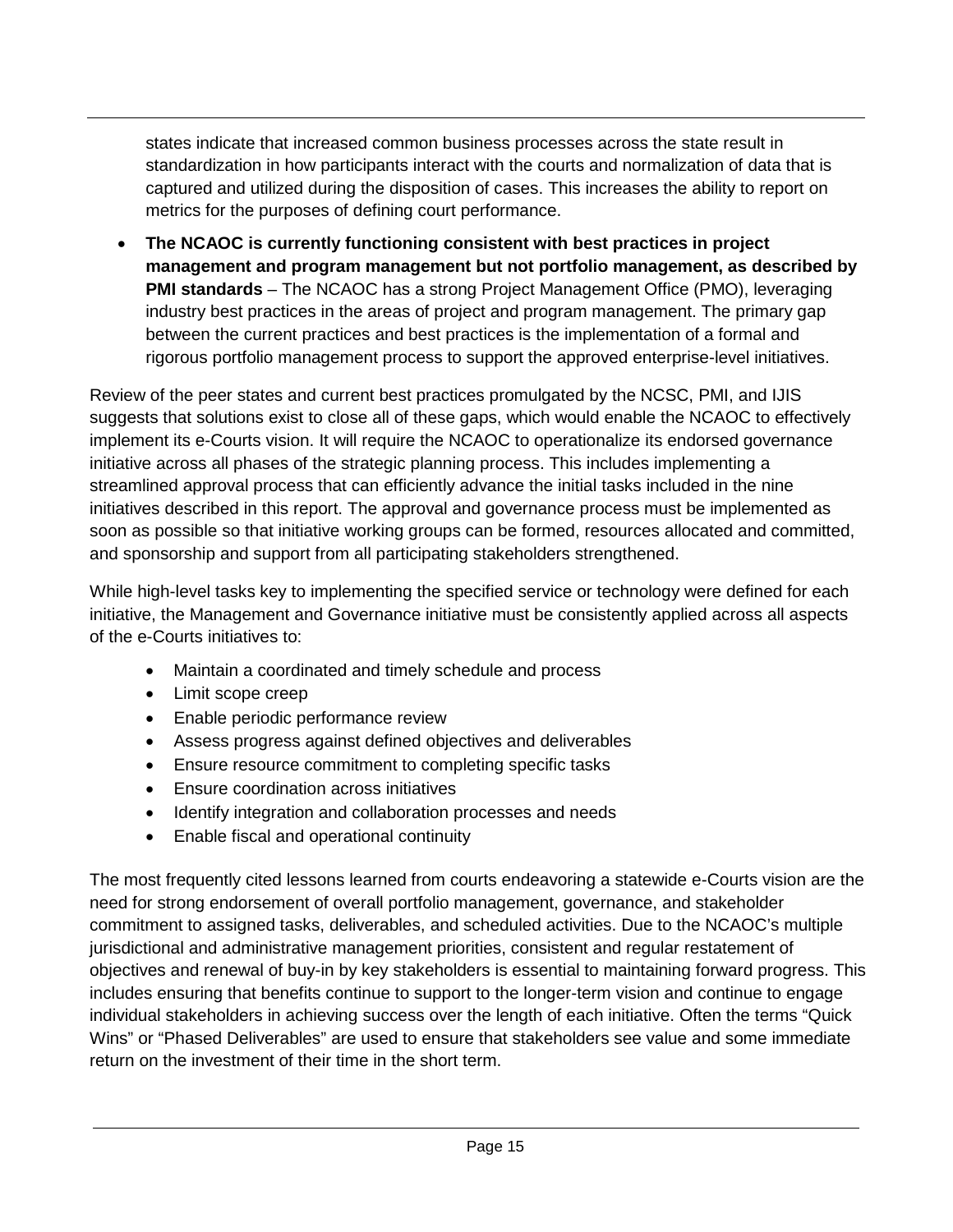states indicate that increased common business processes across the state result in standardization in how participants interact with the courts and normalization of data that is captured and utilized during the disposition of cases. This increases the ability to report on metrics for the purposes of defining court performance.

- **The NCAOC is currently functioning consistent with best practices in project management and program management but not portfolio management, as described by PMI standards** – The NCAOC has a strong Project Management Office (PMO), leveraging industry best practices in the areas of project and program management. The primary gap between the current practices and best practices is the implementation of a formal and rigorous portfolio management process to support the approved enterprise-level initiatives.

Review of the peer states and current best practices promulgated by the NCSC, PMI, and IJIS suggests that solutions exist to close all of these gaps, which would enable the NCAOC to effectively implement its e-Courts vision. It will require the NCAOC to operationalize its endorsed governance initiative across all phases of the strategic planning process. This includes implementing a streamlined approval process that can efficiently advance the initial tasks included in the nine initiatives described in this report. The approval and governance process must be implemented as soon as possible so that initiative working groups can be formed, resources allocated and committed, and sponsorship and support from all participating stakeholders strengthened.

While high-level tasks key to implementing the specified service or technology were defined for each initiative, the Management and Governance initiative must be consistently applied across all aspects of the e-Courts initiatives to:

- Maintain a coordinated and timely schedule and process
- Limit scope creep
- Enable periodic performance review
- Assess progress against defined objectives and deliverables
- Ensure resource commitment to completing specific tasks
- Ensure coordination across initiatives
- Identify integration and collaboration processes and needs
- Enable fiscal and operational continuity

The most frequently cited lessons learned from courts endeavoring a statewide e-Courts vision are the need for strong endorsement of overall portfolio management, governance, and stakeholder commitment to assigned tasks, deliverables, and scheduled activities. Due to the NCAOC's multiple jurisdictional and administrative management priorities, consistent and regular restatement of objectives and renewal of buy-in by key stakeholders is essential to maintaining forward progress. This includes ensuring that benefits continue to support to the longer-term vision and continue to engage individual stakeholders in achieving success over the length of each initiative. Often the terms "Quick Wins" or "Phased Deliverables" are used to ensure that stakeholders see value and some immediate return on the investment of their time in the short term.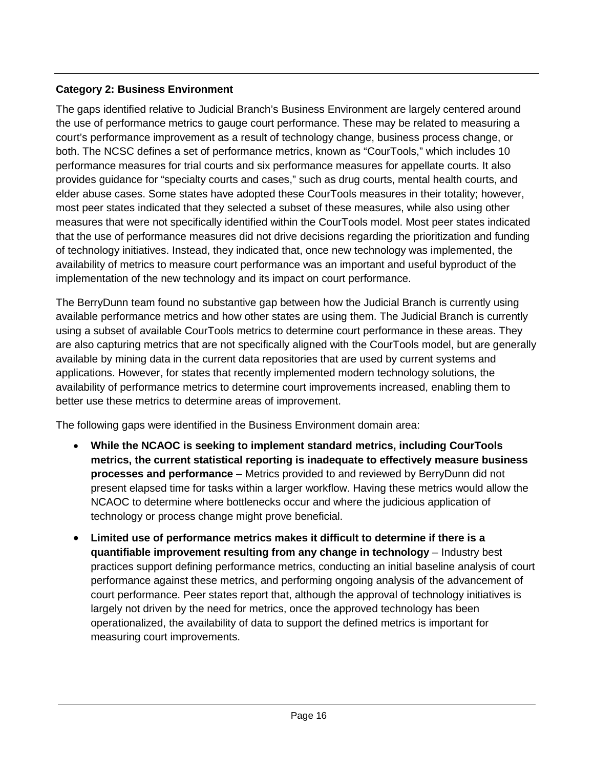**Category 2: Business Environment**

The gaps identified relative to Judicial Branch's Business Environment are largely centered around the use of performance metrics to gauge court performance. These may be related to measuring a court's performance improvement as a result of technology change, business process change, or both. The NCSC defines a set of performance metrics, known as "CourTools," which includes 10 performance measures for trial courts and six performance measures for appellate courts. It also provides guidance for "specialty courts and cases," such as drug courts, mental health courts, and elder abuse cases. Some states have adopted these CourTools measures in their totality; however, most peer states indicated that they selected a subset of these measures, while also using other measures that were not specifically identified within the CourTools model. Most peer states indicated that the use of performance measures did not drive decisions regarding the prioritization and funding of technology initiatives. Instead, they indicated that, once new technology was implemented, the availability of metrics to measure court performance was an important and useful byproduct of the implementation of the new technology and its impact on court performance.

The BerryDunn team found no substantive gap between how the Judicial Branch is currently using available performance metrics and how other states are using them. The Judicial Branch is currently using a subset of available CourTools metrics to determine court performance in these areas. They are also capturing metrics that are not specifically aligned with the CourTools model, but are generally available by mining data in the current data repositories that are used by current systems and applications. However, for states that recently implemented modern technology solutions, the availability of performance metrics to determine court improvements increased, enabling them to better use these metrics to determine areas of improvement.

The following gaps were identified in the Business Environment domain area:

- **While the NCAOC is seeking to implement standard metrics, including CourTools metrics, the current statistical reporting is inadequate to effectively measure business processes and performance** – Metrics provided to and reviewed by BerryDunn did not present elapsed time for tasks within a larger workflow. Having these metrics would allow the NCAOC to determine where bottlenecks occur and where the judicious application of technology or process change might prove beneficial.
- **Limited use of performance metrics makes it difficult to determine if there is a quantifiable improvement resulting from any change in technology** – Industry best practices support defining performance metrics, conducting an initial baseline analysis of court performance against these metrics, and performing ongoing analysis of the advancement of court performance. Peer states report that, although the approval of technology initiatives is largely not driven by the need for metrics, once the approved technology has been operationalized, the availability of data to support the defined metrics is important for measuring court improvements.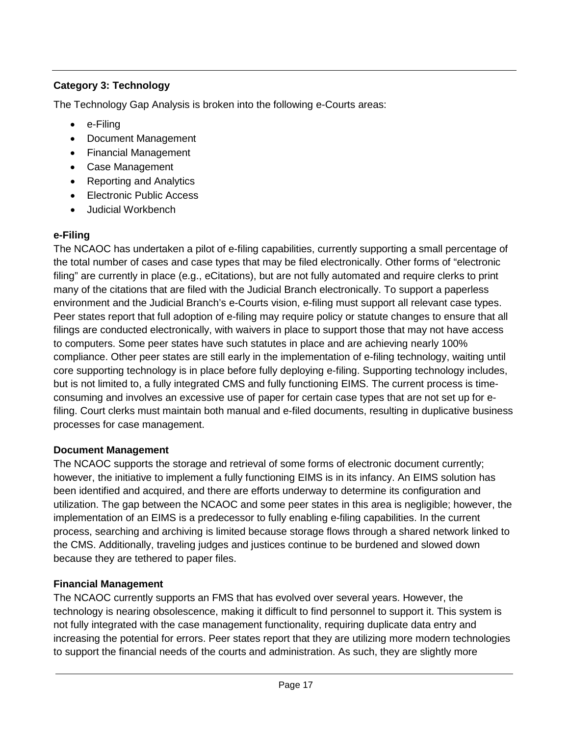### Category 3: Technology

The Technology Gap Analysis is broken into the following e-Courts areas:

- e-Filing
- Document Management
- Financial Management
- Case Management
- Reporting and Analytics
- Electronic Public Access
- Judicial Workbench

#### e-Filing

The NCAOC has undertaken a pilot of e-filing capabilities, currently supporting a small percentage of the total number of cases and case types that may be filed electronically. Other forms of "electronic filing" are currently in place (e.g., eCitations), but are not fully automated and require clerks to print many of the citations that are filed with the Judicial Branch electronically. To support a paperless environment and the Judicial Branch's e-Courts vision, e-filing must support all relevant case types. Peer states report that full adoption of e-filing may require policy or statute changes to ensure that all filings are conducted electronically, with waivers in place to support those that may not have access to computers. Some peer states have such statutes in place and are achieving nearly 100% compliance. Other peer states are still early in the implementation of e-filing technology, waiting until core supporting technology is in place before fully deploying e-filing. Supporting technology includes, but is not limited to, a fully integrated CMS and fully functioning EIMS. The current process is time-consuming and involves an excessive use of paper for certain case types that are not set up for e-filing. Court clerks must maintain both manual and e-filed documents, resulting in duplicative business processes for case management.

#### Document Management

The NCAOC supports the storage and retrieval of some forms of electronic document currently; however, the initiative to implement a fully functioning EIMS is in its infancy. An EIMS solution has been identified and acquired, and there are efforts underway to determine its configuration and utilization. The gap between the NCAOC and some peer states in this area is negligible; however, the implementation of an EIMS is a predecessor to fully enabling e-filing capabilities. In the current process, searching and archiving is limited because storage flows through a shared network linked to the CMS. Additionally, traveling judges and justices continue to be burdened and slowed down because they are tethered to paper files.

#### Financial Management

The NCAOC currently supports an FMS that has evolved over several years. However, the technology is nearing obsolescence, making it difficult to find personnel to support it. This system is not fully integrated with the case management functionality, requiring duplicate data entry and increasing the potential for errors. Peer states report that they are utilizing more modern technologies to support the financial needs of the courts and administration. As such, they are slightly more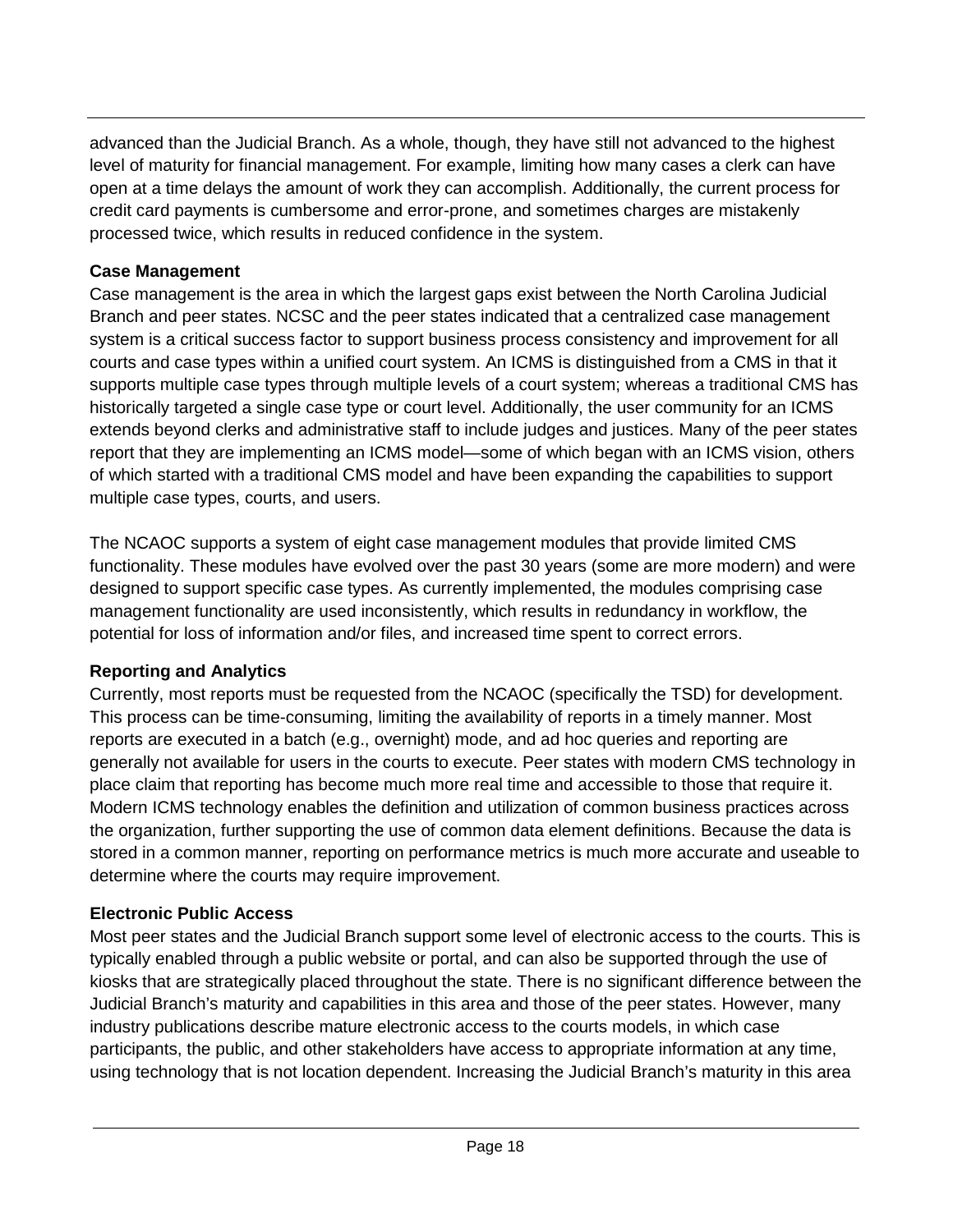advanced than the Judicial Branch. As a whole, though, they have still not advanced to the highest level of maturity for financial management. For example, limiting how many cases a clerk can have open at a time delays the amount of work they can accomplish. Additionally, the current process for credit card payments is cumbersome and error-prone, and sometimes charges are mistakenly processed twice, which results in reduced confidence in the system.

**Case Management**

Case management is the area in which the largest gaps exist between the North Carolina Judicial Branch and peer states. NCSC and the peer states indicated that a centralized case management system is a critical success factor to support business process consistency and improvement for all courts and case types within a unified court system. An ICMS is distinguished from a CMS in that it supports multiple case types through multiple levels of a court system; whereas a traditional CMS has historically targeted a single case type or court level. Additionally, the user community for an ICMS extends beyond clerks and administrative staff to include judges and justices. Many of the peer states report that they are implementing an ICMS model—some of which began with an ICMS vision, others of which started with a traditional CMS model and have been expanding the capabilities to support multiple case types, courts, and users.

The NCAOC supports a system of eight case management modules that provide limited CMS functionality. These modules have evolved over the past 30 years (some are more modern) and were designed to support specific case types. As currently implemented, the modules comprising case management functionality are used inconsistently, which results in redundancy in workflow, the potential for loss of information and/or files, and increased time spent to correct errors.

**Reporting and Analytics**

Currently, most reports must be requested from the NCAOC (specifically the TSD) for development. This process can be time-consuming, limiting the availability of reports in a timely manner. Most reports are executed in a batch (e.g., overnight) mode, and ad hoc queries and reporting are generally not available for users in the courts to execute. Peer states with modern CMS technology in place claim that reporting has become much more real time and accessible to those that require it. Modern ICMS technology enables the definition and utilization of common business practices across the organization, further supporting the use of common data element definitions. Because the data is stored in a common manner, reporting on performance metrics is much more accurate and useable to determine where the courts may require improvement.

**Electronic Public Access**

Most peer states and the Judicial Branch support some level of electronic access to the courts. This is typically enabled through a public website or portal, and can also be supported through the use of kiosks that are strategically placed throughout the state. There is no significant difference between the Judicial Branch's maturity and capabilities in this area and those of the peer states. However, many industry publications describe mature electronic access to the courts models, in which case participants, the public, and other stakeholders have access to appropriate information at any time, using technology that is not location dependent. Increasing the Judicial Branch's maturity in this area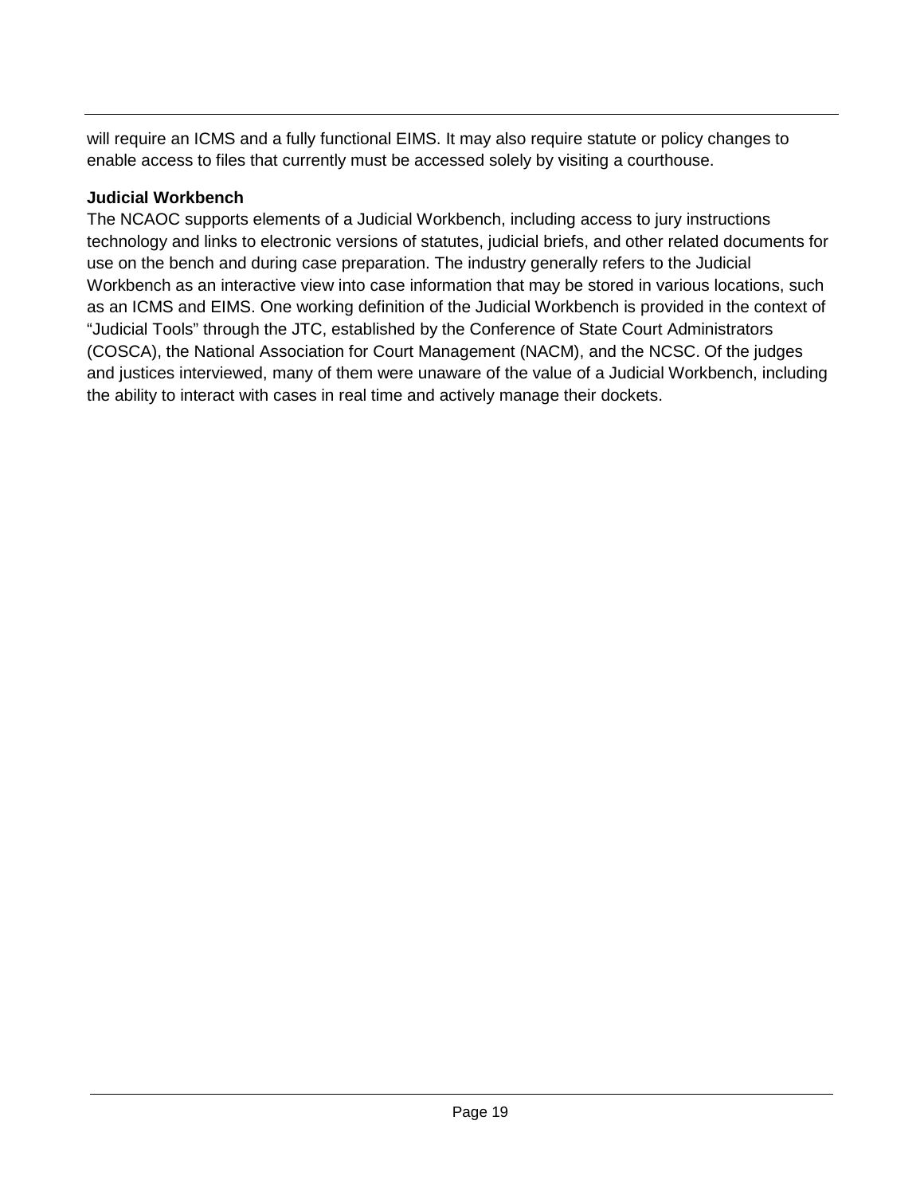will require an ICMS and a fully functional EIMS. It may also require statute or policy changes to enable access to files that currently must be accessed solely by visiting a courthouse.

**Judicial Workbench**

The NCAOC supports elements of a Judicial Workbench, including access to jury instructions technology and links to electronic versions of statutes, judicial briefs, and other related documents for use on the bench and during case preparation. The industry generally refers to the Judicial Workbench as an interactive view into case information that may be stored in various locations, such as an ICMS and EIMS. One working definition of the Judicial Workbench is provided in the context of "Judicial Tools" through the JTC, established by the Conference of State Court Administrators (COSCA), the National Association for Court Management (NACM), and the NCSC. Of the judges and justices interviewed, many of them were unaware of the value of a Judicial Workbench, including the ability to interact with cases in real time and actively manage their dockets.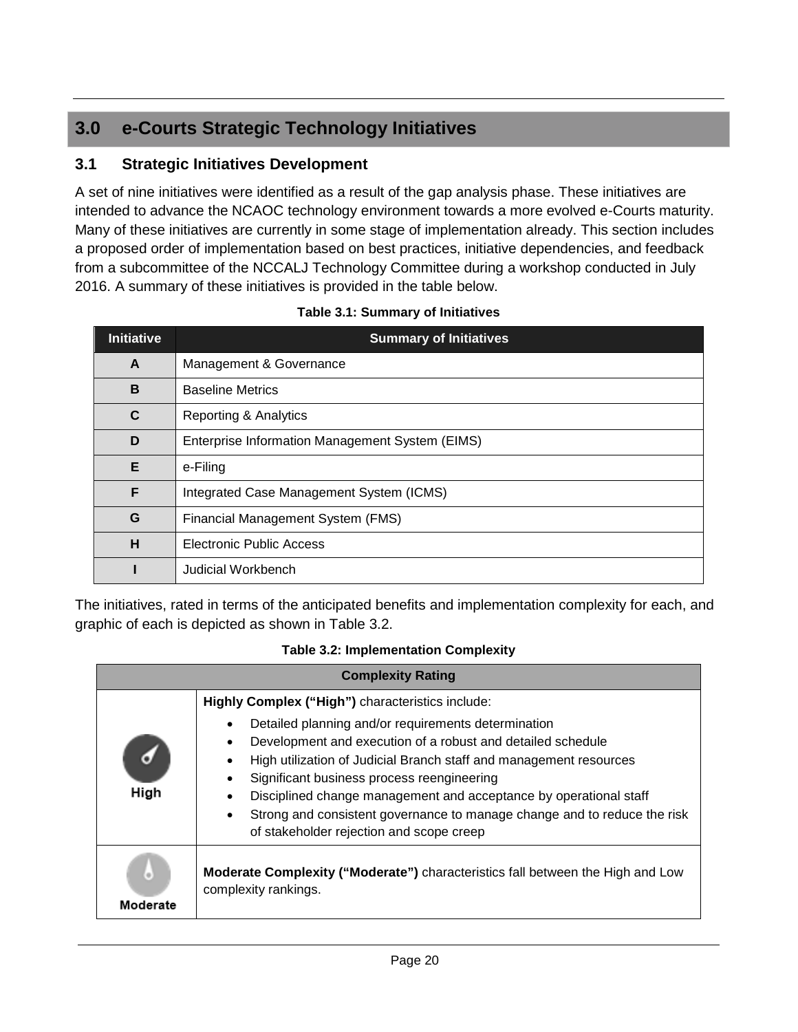# 3.0 e-Courts Strategic Technology Initiatives

## 3.1 Strategic Initiatives Development

A set of nine initiatives were identified as a result of the gap analysis phase. These initiatives are intended to advance the NCAOC technology environment towards a more evolved e-Courts maturity. Many of these initiatives are currently in some stage of implementation already. This section includes a proposed order of implementation based on best practices, initiative dependencies, and feedback from a subcommittee of the NCCALJ Technology Committee during a workshop conducted in July 2016. A summary of these initiatives is provided in the table below.

**Table 3.1: Summary of Initiatives**

| Initiative | Summary of Initiatives |
|---|---|
| **A** | Management & Governance |
| **B** | Baseline Metrics |
| **C** | Reporting & Analytics |
| **D** | Enterprise Information Management System (EIMS) |
| **E** | e-Filing |
| **F** | Integrated Case Management System (ICMS) |
| **G** | Financial Management System (FMS) |
| **H** | Electronic Public Access |
| **I** | Judicial Workbench |

The initiatives, rated in terms of the anticipated benefits and implementation complexity for each, and graphic of each is depicted as shown in Table 3.2.

**Table 3.2: Implementation Complexity**

| Complexity Rating | |
|---|---|
| High | **Highly Complex ("High")** characteristics include:<br>• Detailed planning and/or requirements determination<br>• Development and execution of a robust and detailed schedule<br>• High utilization of Judicial Branch staff and management resources<br>• Significant business process reengineering<br>• Disciplined change management and acceptance by operational staff<br>• Strong and consistent governance to manage change and to reduce the risk of stakeholder rejection and scope creep |
| Moderate | **Moderate Complexity ("Moderate")** characteristics fall between the High and Low complexity rankings. |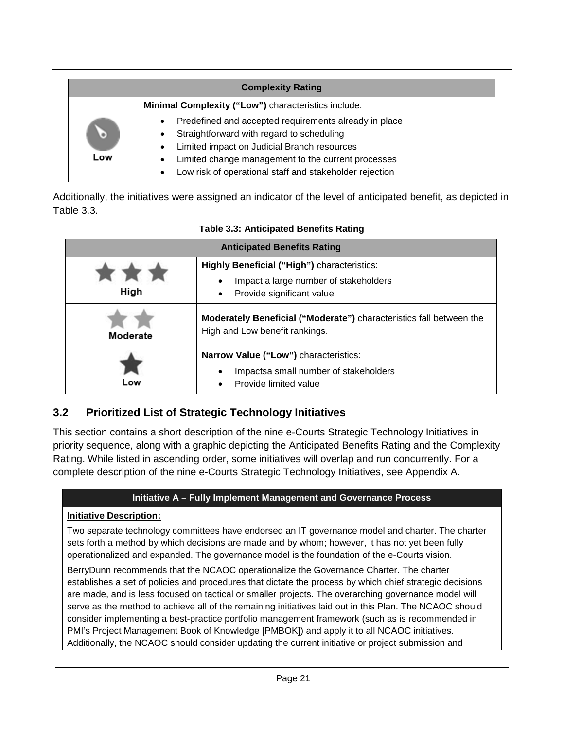| Complexity Rating | |
|---|---|
| Low | **Minimal Complexity ("Low")** characteristics include:<br>• Predefined and accepted requirements already in place<br>• Straightforward with regard to scheduling<br>• Limited impact on Judicial Branch resources<br>• Limited change management to the current processes<br>• Low risk of operational staff and stakeholder rejection |

Additionally, the initiatives were assigned an indicator of the level of anticipated benefit, as depicted in Table 3.3.

**Table 3.3: Anticipated Benefits Rating**

| Anticipated Benefits Rating | |
|---|---|
| High | **Highly Beneficial ("High")** characteristics:<br>• Impact a large number of stakeholders<br>• Provide significant value |
| Moderate | **Moderately Beneficial ("Moderate")** characteristics fall between the High and Low benefit rankings. |
| Low | **Narrow Value ("Low")** characteristics:<br>• Impactsa small number of stakeholders<br>• Provide limited value |

## 3.2 Prioritized List of Strategic Technology Initiatives

This section contains a short description of the nine e-Courts Strategic Technology Initiatives in priority sequence, along with a graphic depicting the Anticipated Benefits Rating and the Complexity Rating. While listed in ascending order, some initiatives will overlap and run concurrently. For a complete description of the nine e-Courts Strategic Technology Initiatives, see Appendix A.

| Initiative A – Fully Implement Management and Governance Process |
|---|
| **Initiative Description:**<br><br>Two separate technology committees have endorsed an IT governance model and charter. The charter sets forth a method by which decisions are made and by whom; however, it has not yet been fully operationalized and expanded. The governance model is the foundation of the e-Courts vision.<br><br>BerryDunn recommends that the NCAOC operationalize the Governance Charter. The charter establishes a set of policies and procedures that dictate the process by which chief strategic decisions are made, and is less focused on tactical or smaller projects. The overarching governance model will serve as the method to achieve all of the remaining initiatives laid out in this Plan. The NCAOC should consider implementing a best-practice portfolio management framework (such as is recommended in PMI's Project Management Book of Knowledge [PMBOK]) and apply it to all NCAOC initiatives. Additionally, the NCAOC should consider updating the current initiative or project submission and |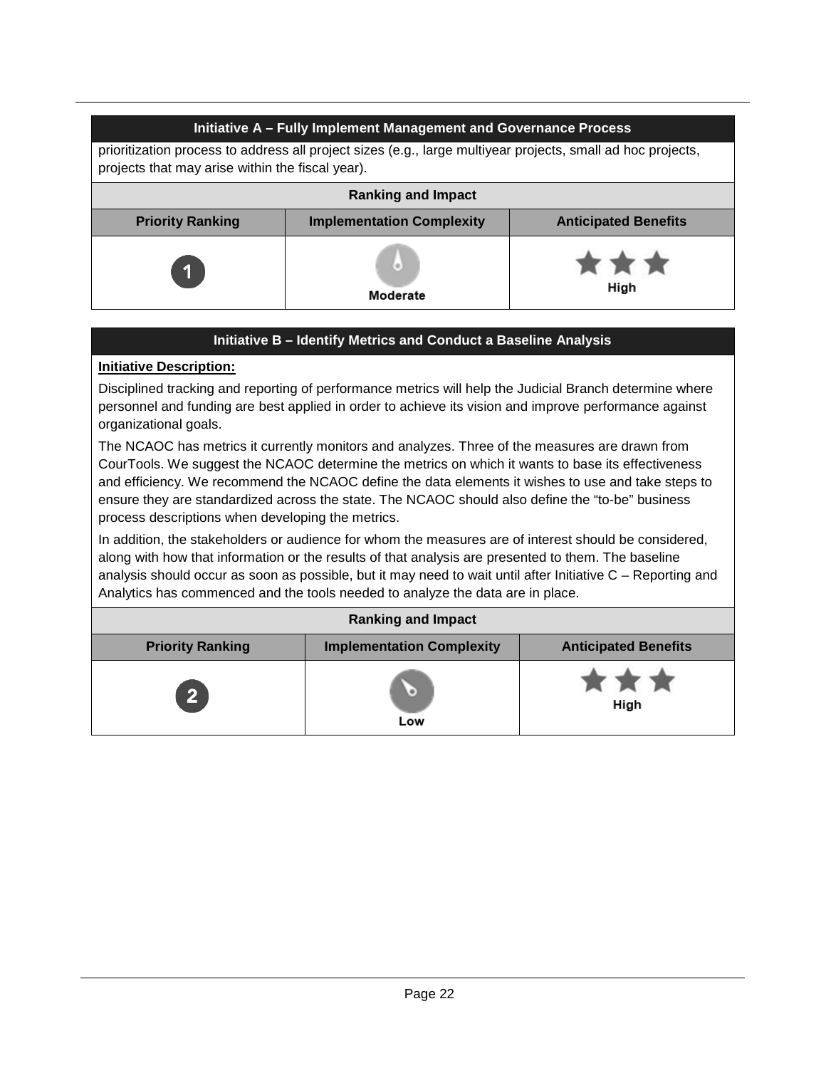| Initiative A – Fully Implement Management and Governance Process | | |
|---|---|---|
| prioritization process to address all project sizes (e.g., large multiyear projects, small ad hoc projects, projects that may arise within the fiscal year). | | |
| **Ranking and Impact** | | |
| **Priority Ranking** | **Implementation Complexity** | **Anticipated Benefits** |
| 1 | Moderate | ★★★ High |

| Initiative B – Identify Metrics and Conduct a Baseline Analysis | | |
|---|---|---|
| **Initiative Description:** Disciplined tracking and reporting of performance metrics will help the Judicial Branch determine where personnel and funding are best applied in order to achieve its vision and improve performance against organizational goals. The NCAOC has metrics it currently monitors and analyzes. Three of the measures are drawn from CourTools. We suggest the NCAOC determine the metrics on which it wants to base its effectiveness and efficiency. We recommend the NCAOC define the data elements it wishes to use and take steps to ensure they are standardized across the state. The NCAOC should also define the "to-be" business process descriptions when developing the metrics. In addition, the stakeholders or audience for whom the measures are of interest should be considered, along with how that information or the results of that analysis are presented to them. The baseline analysis should occur as soon as possible, but it may need to wait until after Initiative C – Reporting and Analytics has commenced and the tools needed to analyze the data are in place. | | |
| **Ranking and Impact** | | |
| **Priority Ranking** | **Implementation Complexity** | **Anticipated Benefits** |
| 2 | Low | ★★★ High |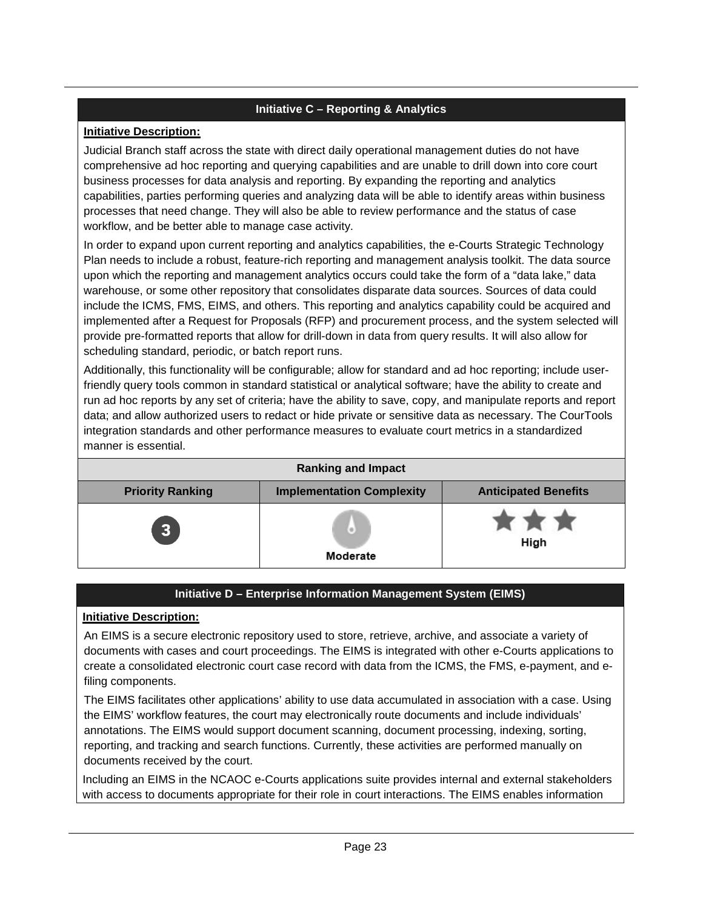## Initiative C – Reporting & Analytics

**Initiative Description:**

Judicial Branch staff across the state with direct daily operational management duties do not have comprehensive ad hoc reporting and querying capabilities and are unable to drill down into core court business processes for data analysis and reporting. By expanding the reporting and analytics capabilities, parties performing queries and analyzing data will be able to identify areas within business processes that need change. They will also be able to review performance and the status of case workflow, and be better able to manage case activity.

In order to expand upon current reporting and analytics capabilities, the e-Courts Strategic Technology Plan needs to include a robust, feature-rich reporting and management analysis toolkit. The data source upon which the reporting and management analytics occurs could take the form of a "data lake," data warehouse, or some other repository that consolidates disparate data sources. Sources of data could include the ICMS, FMS, EIMS, and others. This reporting and analytics capability could be acquired and implemented after a Request for Proposals (RFP) and procurement process, and the system selected will provide pre-formatted reports that allow for drill-down in data from query results. It will also allow for scheduling standard, periodic, or batch report runs.

Additionally, this functionality will be configurable; allow for standard and ad hoc reporting; include user-friendly query tools common in standard statistical or analytical software; have the ability to create and run ad hoc reports by any set of criteria; have the ability to save, copy, and manipulate reports and report data; and allow authorized users to redact or hide private or sensitive data as necessary. The CourTools integration standards and other performance measures to evaluate court metrics in a standardized manner is essential.

| Ranking and Impact | | |
|---|---|---|
| **Priority Ranking** | **Implementation Complexity** | **Anticipated Benefits** |
| 3 | Moderate | ★★★ High |

## Initiative D – Enterprise Information Management System (EIMS)

**Initiative Description:**

An EIMS is a secure electronic repository used to store, retrieve, archive, and associate a variety of documents with cases and court proceedings. The EIMS is integrated with other e-Courts applications to create a consolidated electronic court case record with data from the ICMS, the FMS, e-payment, and e-filing components.

The EIMS facilitates other applications' ability to use data accumulated in association with a case. Using the EIMS' workflow features, the court may electronically route documents and include individuals' annotations. The EIMS would support document scanning, document processing, indexing, sorting, reporting, and tracking and search functions. Currently, these activities are performed manually on documents received by the court.

Including an EIMS in the NCAOC e-Courts applications suite provides internal and external stakeholders with access to documents appropriate for their role in court interactions. The EIMS enables information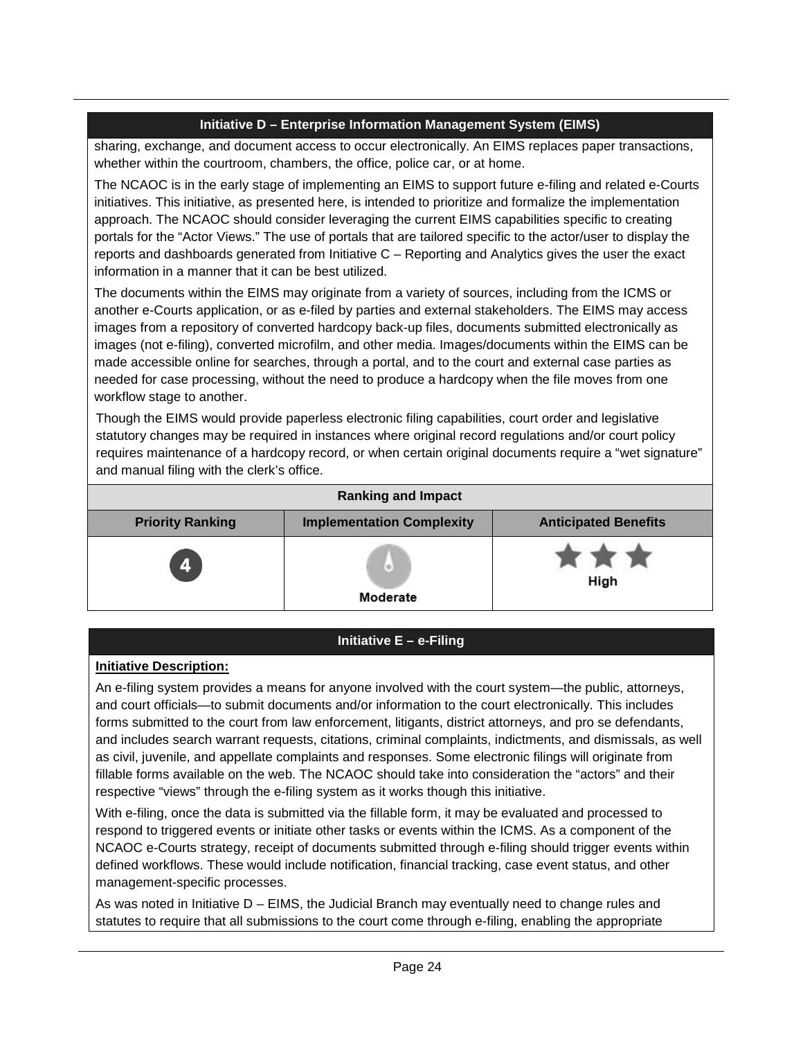### Initiative D – Enterprise Information Management System (EIMS)

sharing, exchange, and document access to occur electronically. An EIMS replaces paper transactions, whether within the courtroom, chambers, the office, police car, or at home.

The NCAOC is in the early stage of implementing an EIMS to support future e-filing and related e-Courts initiatives. This initiative, as presented here, is intended to prioritize and formalize the implementation approach. The NCAOC should consider leveraging the current EIMS capabilities specific to creating portals for the "Actor Views." The use of portals that are tailored specific to the actor/user to display the reports and dashboards generated from Initiative C – Reporting and Analytics gives the user the exact information in a manner that it can be best utilized.

The documents within the EIMS may originate from a variety of sources, including from the ICMS or another e-Courts application, or as e-filed by parties and external stakeholders. The EIMS may access images from a repository of converted hardcopy back-up files, documents submitted electronically as images (not e-filing), converted microfilm, and other media. Images/documents within the EIMS can be made accessible online for searches, through a portal, and to the court and external case parties as needed for case processing, without the need to produce a hardcopy when the file moves from one workflow stage to another.

Though the EIMS would provide paperless electronic filing capabilities, court order and legislative statutory changes may be required in instances where original record regulations and/or court policy requires maintenance of a hardcopy record, or when certain original documents require a "wet signature" and manual filing with the clerk's office.

| Ranking and Impact | | |
|---|---|---|
| **Priority Ranking** | **Implementation Complexity** | **Anticipated Benefits** |
| 4 | Moderate | ★★★ High |

### Initiative E – e-Filing

**Initiative Description:**

An e-filing system provides a means for anyone involved with the court system—the public, attorneys, and court officials—to submit documents and/or information to the court electronically. This includes forms submitted to the court from law enforcement, litigants, district attorneys, and pro se defendants, and includes search warrant requests, citations, criminal complaints, indictments, and dismissals, as well as civil, juvenile, and appellate complaints and responses. Some electronic filings will originate from fillable forms available on the web. The NCAOC should take into consideration the "actors" and their respective "views" through the e-filing system as it works though this initiative.

With e-filing, once the data is submitted via the fillable form, it may be evaluated and processed to respond to triggered events or initiate other tasks or events within the ICMS. As a component of the NCAOC e-Courts strategy, receipt of documents submitted through e-filing should trigger events within defined workflows. These would include notification, financial tracking, case event status, and other management-specific processes.

As was noted in Initiative D – EIMS, the Judicial Branch may eventually need to change rules and statutes to require that all submissions to the court come through e-filing, enabling the appropriate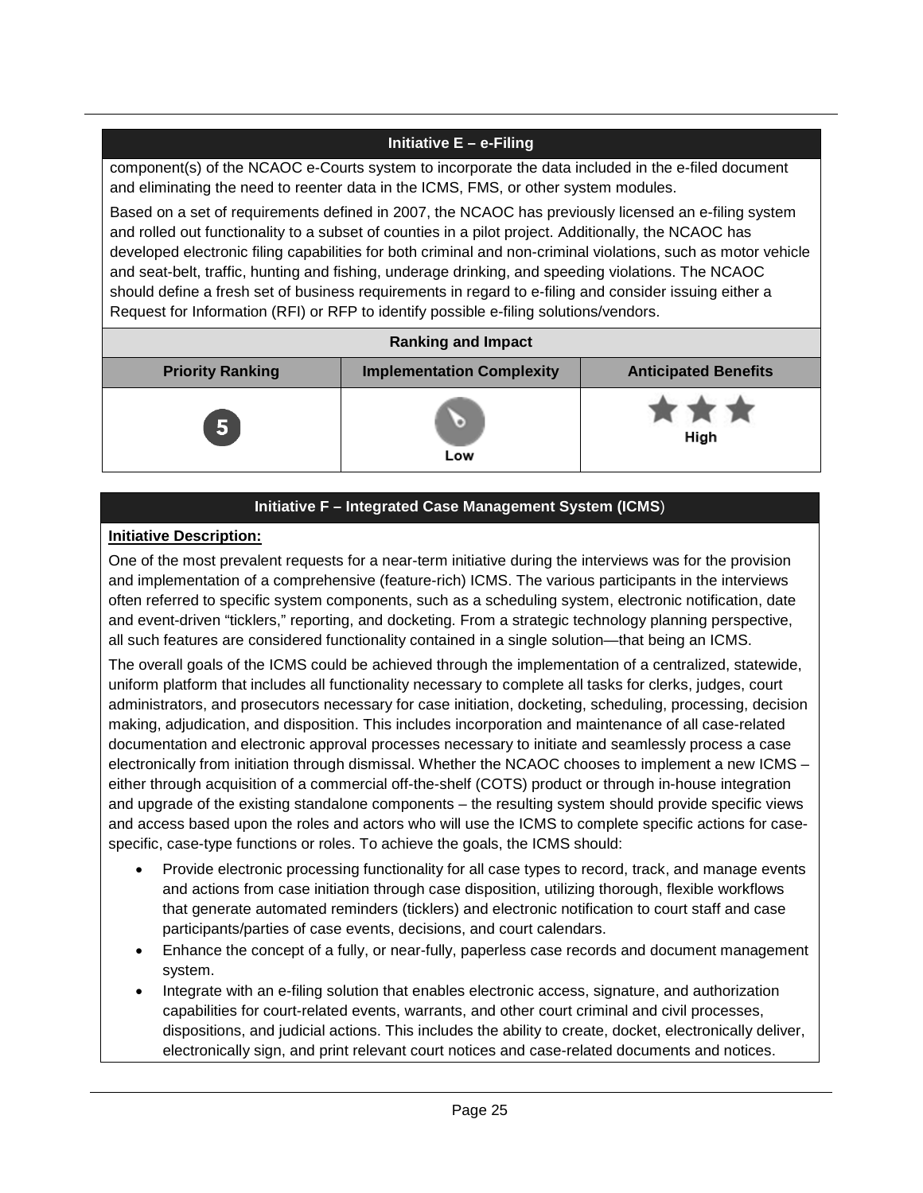| Initiative E – e-Filing | | |
|---|---|---|
| component(s) of the NCAOC e-Courts system to incorporate the data included in the e-filed document and eliminating the need to reenter data in the ICMS, FMS, or other system modules.<br><br>Based on a set of requirements defined in 2007, the NCAOC has previously licensed an e-filing system and rolled out functionality to a subset of counties in a pilot project. Additionally, the NCAOC has developed electronic filing capabilities for both criminal and non-criminal violations, such as motor vehicle and seat-belt, traffic, hunting and fishing, underage drinking, and speeding violations. The NCAOC should define a fresh set of business requirements in regard to e-filing and consider issuing either a Request for Information (RFI) or RFP to identify possible e-filing solutions/vendors. | | |
| **Ranking and Impact** | | |
| **Priority Ranking** | **Implementation Complexity** | **Anticipated Benefits** |
| 5 | Low | ★★★ High |

### Initiative F – Integrated Case Management System (ICMS)

**Initiative Description:**

One of the most prevalent requests for a near-term initiative during the interviews was for the provision and implementation of a comprehensive (feature-rich) ICMS. The various participants in the interviews often referred to specific system components, such as a scheduling system, electronic notification, date and event-driven "ticklers," reporting, and docketing. From a strategic technology planning perspective, all such features are considered functionality contained in a single solution—that being an ICMS.

The overall goals of the ICMS could be achieved through the implementation of a centralized, statewide, uniform platform that includes all functionality necessary to complete all tasks for clerks, judges, court administrators, and prosecutors necessary for case initiation, docketing, scheduling, processing, decision making, adjudication, and disposition. This includes incorporation and maintenance of all case-related documentation and electronic approval processes necessary to initiate and seamlessly process a case electronically from initiation through dismissal. Whether the NCAOC chooses to implement a new ICMS – either through acquisition of a commercial off-the-shelf (COTS) product or through in-house integration and upgrade of the existing standalone components – the resulting system should provide specific views and access based upon the roles and actors who will use the ICMS to complete specific actions for case-specific, case-type functions or roles. To achieve the goals, the ICMS should:

- Provide electronic processing functionality for all case types to record, track, and manage events and actions from case initiation through case disposition, utilizing thorough, flexible workflows that generate automated reminders (ticklers) and electronic notification to court staff and case participants/parties of case events, decisions, and court calendars.
- Enhance the concept of a fully, or near-fully, paperless case records and document management system.
- Integrate with an e-filing solution that enables electronic access, signature, and authorization capabilities for court-related events, warrants, and other court criminal and civil processes, dispositions, and judicial actions. This includes the ability to create, docket, electronically deliver, electronically sign, and print relevant court notices and case-related documents and notices.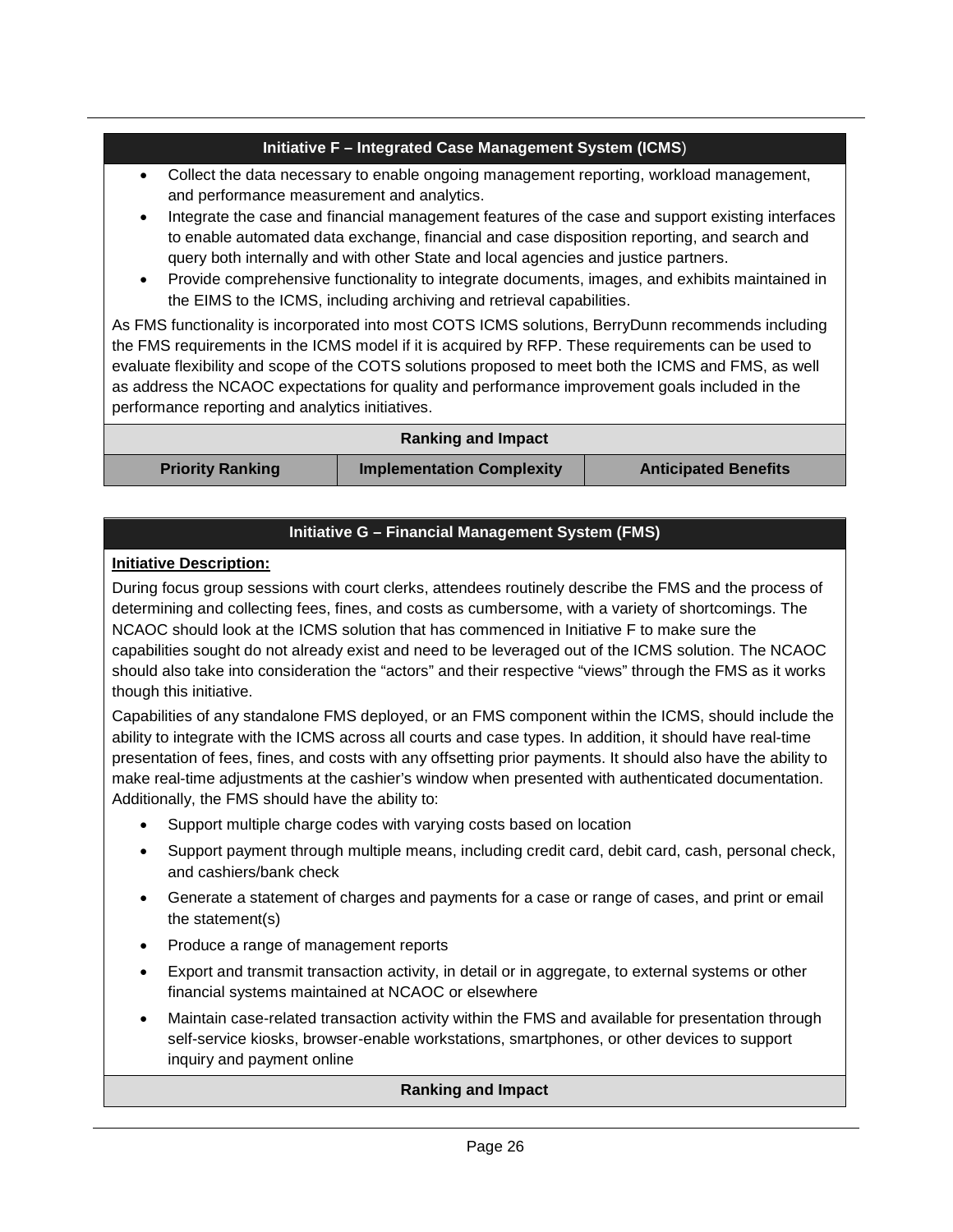### Initiative F – Integrated Case Management System (ICMS)

- Collect the data necessary to enable ongoing management reporting, workload management, and performance measurement and analytics.
- Integrate the case and financial management features of the case and support existing interfaces to enable automated data exchange, financial and case disposition reporting, and search and query both internally and with other State and local agencies and justice partners.
- Provide comprehensive functionality to integrate documents, images, and exhibits maintained in the EIMS to the ICMS, including archiving and retrieval capabilities.

As FMS functionality is incorporated into most COTS ICMS solutions, BerryDunn recommends including the FMS requirements in the ICMS model if it is acquired by RFP. These requirements can be used to evaluate flexibility and scope of the COTS solutions proposed to meet both the ICMS and FMS, as well as address the NCAOC expectations for quality and performance improvement goals included in the performance reporting and analytics initiatives.

| Ranking and Impact | | |
|---|---|---|
| **Priority Ranking** | **Implementation Complexity** | **Anticipated Benefits** |

### Initiative G – Financial Management System (FMS)

**Initiative Description:**

During focus group sessions with court clerks, attendees routinely describe the FMS and the process of determining and collecting fees, fines, and costs as cumbersome, with a variety of shortcomings. The NCAOC should look at the ICMS solution that has commenced in Initiative F to make sure the capabilities sought do not already exist and need to be leveraged out of the ICMS solution. The NCAOC should also take into consideration the "actors" and their respective "views" through the FMS as it works though this initiative.

Capabilities of any standalone FMS deployed, or an FMS component within the ICMS, should include the ability to integrate with the ICMS across all courts and case types. In addition, it should have real-time presentation of fees, fines, and costs with any offsetting prior payments. It should also have the ability to make real-time adjustments at the cashier's window when presented with authenticated documentation. Additionally, the FMS should have the ability to:

- Support multiple charge codes with varying costs based on location
- Support payment through multiple means, including credit card, debit card, cash, personal check, and cashiers/bank check
- Generate a statement of charges and payments for a case or range of cases, and print or email the statement(s)
- Produce a range of management reports
- Export and transmit transaction activity, in detail or in aggregate, to external systems or other financial systems maintained at NCAOC or elsewhere
- Maintain case-related transaction activity within the FMS and available for presentation through self-service kiosks, browser-enable workstations, smartphones, or other devices to support inquiry and payment online

**Ranking and Impact**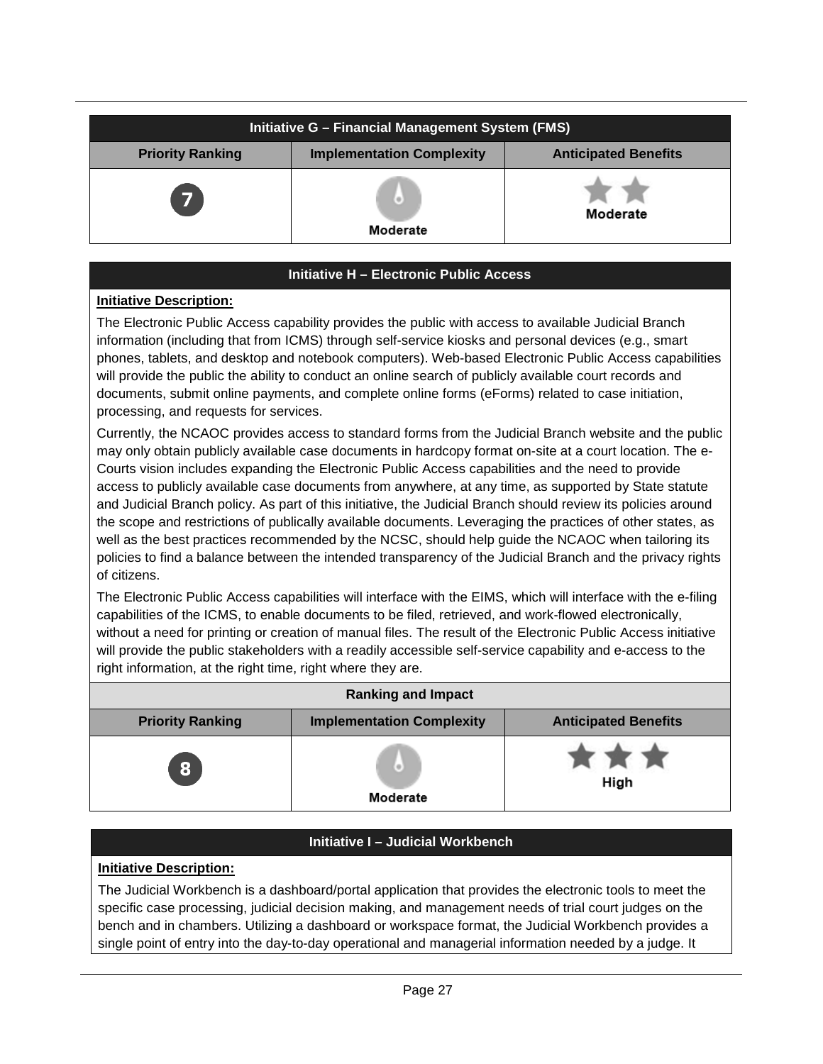| Initiative G – Financial Management System (FMS) | | |
|---|---|---|
| **Priority Ranking** | **Implementation Complexity** | **Anticipated Benefits** |
| 7 | Moderate | ★★ Moderate |

## Initiative H – Electronic Public Access

**Initiative Description:**

The Electronic Public Access capability provides the public with access to available Judicial Branch information (including that from ICMS) through self-service kiosks and personal devices (e.g., smart phones, tablets, and desktop and notebook computers). Web-based Electronic Public Access capabilities will provide the public the ability to conduct an online search of publicly available court records and documents, submit online payments, and complete online forms (eForms) related to case initiation, processing, and requests for services.

Currently, the NCAOC provides access to standard forms from the Judicial Branch website and the public may only obtain publicly available case documents in hardcopy format on-site at a court location. The e-Courts vision includes expanding the Electronic Public Access capabilities and the need to provide access to publicly available case documents from anywhere, at any time, as supported by State statute and Judicial Branch policy. As part of this initiative, the Judicial Branch should review its policies around the scope and restrictions of publically available documents. Leveraging the practices of other states, as well as the best practices recommended by the NCSC, should help guide the NCAOC when tailoring its policies to find a balance between the intended transparency of the Judicial Branch and the privacy rights of citizens.

The Electronic Public Access capabilities will interface with the EIMS, which will interface with the e-filing capabilities of the ICMS, to enable documents to be filed, retrieved, and work-flowed electronically, without a need for printing or creation of manual files. The result of the Electronic Public Access initiative will provide the public stakeholders with a readily accessible self-service capability and e-access to the right information, at the right time, right where they are.

| Ranking and Impact | | |
|---|---|---|
| **Priority Ranking** | **Implementation Complexity** | **Anticipated Benefits** |
| 8 | Moderate | ★★★ High |

## Initiative I – Judicial Workbench

**Initiative Description:**

The Judicial Workbench is a dashboard/portal application that provides the electronic tools to meet the specific case processing, judicial decision making, and management needs of trial court judges on the bench and in chambers. Utilizing a dashboard or workspace format, the Judicial Workbench provides a single point of entry into the day-to-day operational and managerial information needed by a judge. It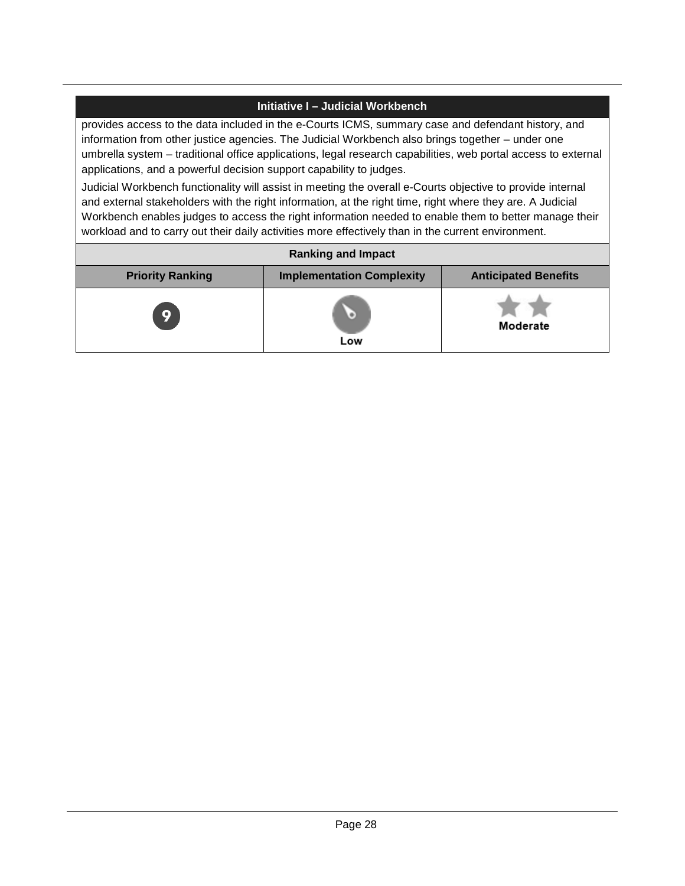| Initiative I – Judicial Workbench | | |
|---|---|---|
| provides access to the data included in the e-Courts ICMS, summary case and defendant history, and information from other justice agencies. The Judicial Workbench also brings together – under one umbrella system – traditional office applications, legal research capabilities, web portal access to external applications, and a powerful decision support capability to judges.<br><br>Judicial Workbench functionality will assist in meeting the overall e-Courts objective to provide internal and external stakeholders with the right information, at the right time, right where they are. A Judicial Workbench enables judges to access the right information needed to enable them to better manage their workload and to carry out their daily activities more effectively than in the current environment. | | |
| **Ranking and Impact** | | |
| **Priority Ranking** | **Implementation Complexity** | **Anticipated Benefits** |
| 9 | Low | Moderate |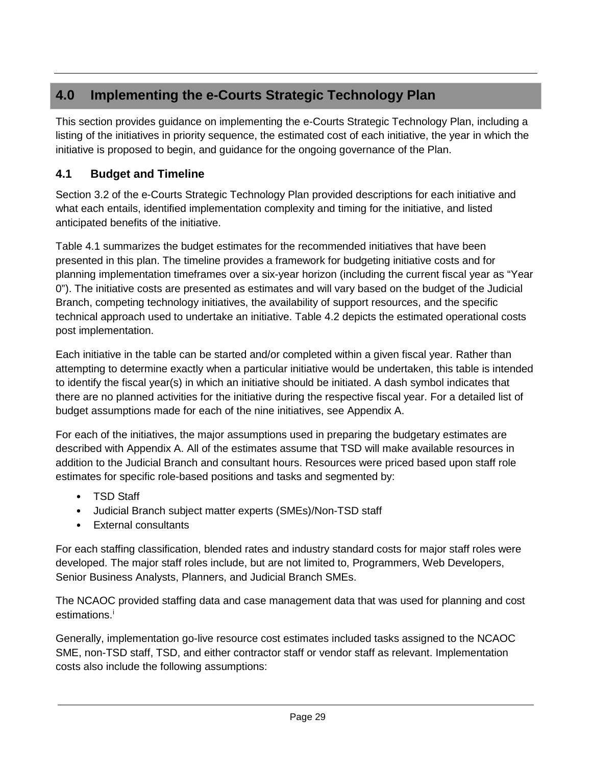## 4.0 Implementing the e-Courts Strategic Technology Plan

This section provides guidance on implementing the e-Courts Strategic Technology Plan, including a listing of the initiatives in priority sequence, the estimated cost of each initiative, the year in which the initiative is proposed to begin, and guidance for the ongoing governance of the Plan.

### 4.1 Budget and Timeline

Section 3.2 of the e-Courts Strategic Technology Plan provided descriptions for each initiative and what each entails, identified implementation complexity and timing for the initiative, and listed anticipated benefits of the initiative.

Table 4.1 summarizes the budget estimates for the recommended initiatives that have been presented in this plan. The timeline provides a framework for budgeting initiative costs and for planning implementation timeframes over a six-year horizon (including the current fiscal year as "Year 0"). The initiative costs are presented as estimates and will vary based on the budget of the Judicial Branch, competing technology initiatives, the availability of support resources, and the specific technical approach used to undertake an initiative. Table 4.2 depicts the estimated operational costs post implementation.

Each initiative in the table can be started and/or completed within a given fiscal year. Rather than attempting to determine exactly when a particular initiative would be undertaken, this table is intended to identify the fiscal year(s) in which an initiative should be initiated. A dash symbol indicates that there are no planned activities for the initiative during the respective fiscal year. For a detailed list of budget assumptions made for each of the nine initiatives, see Appendix A.

For each of the initiatives, the major assumptions used in preparing the budgetary estimates are described with Appendix A. All of the estimates assume that TSD will make available resources in addition to the Judicial Branch and consultant hours. Resources were priced based upon staff role estimates for specific role-based positions and tasks and segmented by:

- TSD Staff
- Judicial Branch subject matter experts (SMEs)/Non-TSD staff
- External consultants

For each staffing classification, blended rates and industry standard costs for major staff roles were developed. The major staff roles include, but are not limited to, Programmers, Web Developers, Senior Business Analysts, Planners, and Judicial Branch SMEs.

The NCAOC provided staffing data and case management data that was used for planning and cost estimations.[i]

Generally, implementation go-live resource cost estimates included tasks assigned to the NCAOC SME, non-TSD staff, TSD, and either contractor staff or vendor staff as relevant. Implementation costs also include the following assumptions: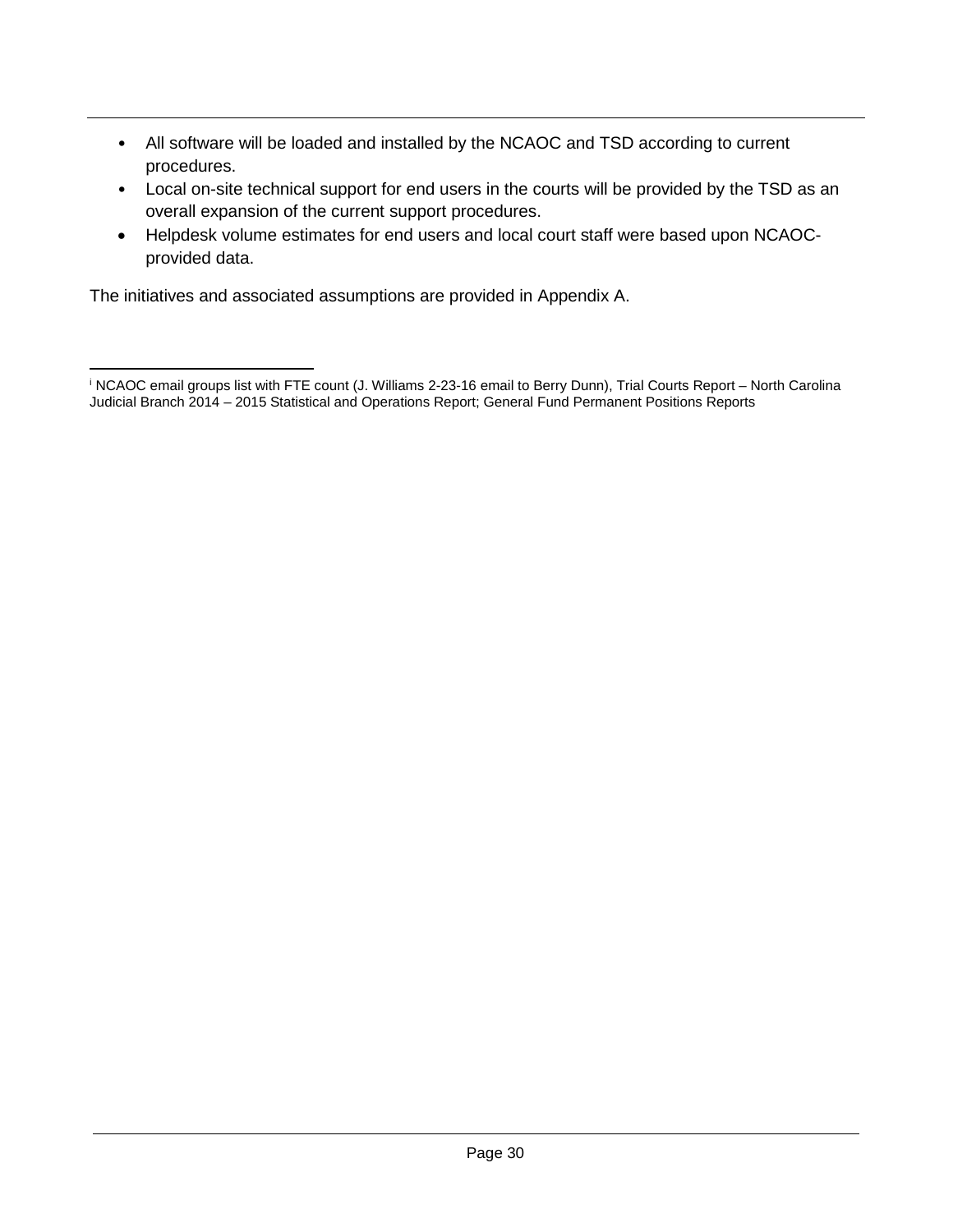- All software will be loaded and installed by the NCAOC and TSD according to current procedures.
- Local on-site technical support for end users in the courts will be provided by the TSD as an overall expansion of the current support procedures.
- Helpdesk volume estimates for end users and local court staff were based upon NCAOC-provided data.

The initiatives and associated assumptions are provided in Appendix A.

---

[i] NCAOC email groups list with FTE count (J. Williams 2-23-16 email to Berry Dunn), Trial Courts Report – North Carolina Judicial Branch 2014 – 2015 Statistical and Operations Report; General Fund Permanent Positions Reports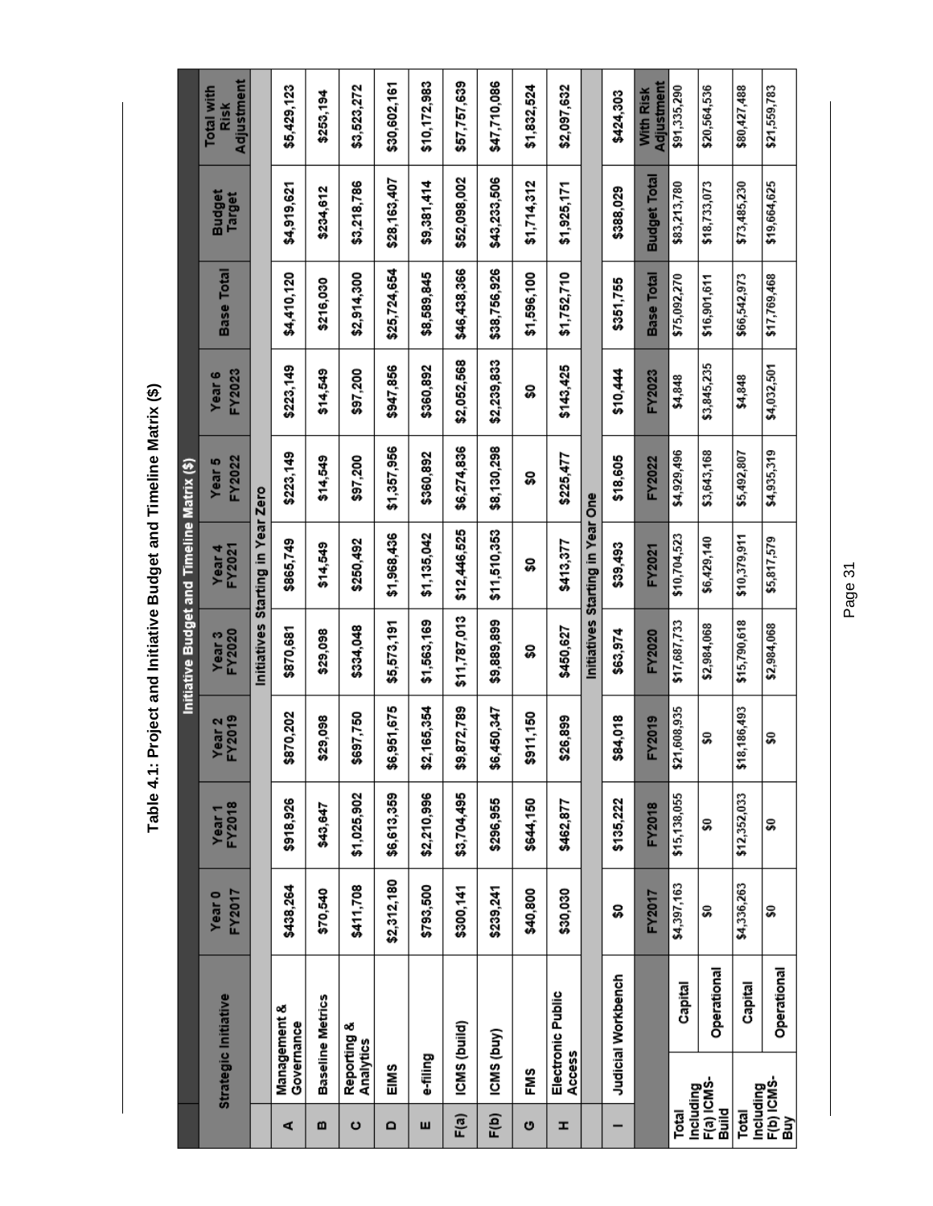**Table 4.1: Project and Initiative Budget and Timeline Matrix ($)**

| | Strategic Initiative | Year 0 FY2017 | Year 1 FY2018 | Year 2 FY2019 | Year 3 FY2020 | Year 4 FY2021 | Year 5 FY2022 | Year 6 FY2023 | Base Total | Budget Target | Total with Risk Adjustment |
|---|---|---|---|---|---|---|---|---|---|---|---|
| | **Initiatives Starting in Year Zero** | | | | | | | | | | |
| A | Management & Governance | $438,264 | $918,926 | $870,202 | $870,681 | $865,749 | $223,149 | $223,149 | $4,410,120 | $4,919,621 | $5,429,123 |
| B | Baseline Metrics | $70,540 | $43,647 | $29,098 | $29,098 | $14,549 | $14,549 | $14,549 | $216,030 | $234,612 | $253,194 |
| C | Reporting & Analytics | $411,708 | $1,025,902 | $697,750 | $334,048 | $250,492 | $97,200 | $97,200 | $2,914,300 | $3,218,786 | $3,523,272 |
| D | EIMS | $2,312,180 | $6,613,359 | $6,951,675 | $5,573,191 | $1,968,436 | $1,357,956 | $947,856 | $25,724,654 | $28,163,407 | $30,602,161 |
| E | e-filing | $793,500 | $2,210,996 | $2,165,354 | $1,563,169 | $1,135,042 | $360,892 | $360,892 | $8,589,845 | $9,381,414 | $10,172,983 |
| F(a) | ICMS (build) | $300,141 | $3,704,495 | $9,872,789 | $11,787,013 | $12,446,525 | $6,274,836 | $2,052,568 | $46,438,366 | $52,098,002 | $57,757,639 |
| F(b) | ICMS (buy) | $239,241 | $296,955 | $6,450,347 | $9,889,899 | $11,510,353 | $8,130,298 | $2,239,833 | $38,756,926 | $43,233,506 | $47,710,086 |
| G | FMS | $40,800 | $644,150 | $911,150 | $0 | $0 | $0 | $0 | $1,596,100 | $1,714,312 | $1,832,524 |
| H | Electronic Public Access | $30,030 | $462,877 | $26,899 | $450,627 | $413,377 | $225,477 | $143,425 | $1,752,710 | $1,925,171 | $2,097,632 |
| | **Initiatives Starting in Year One** | | | | | | | | | | |
| I | Judicial Workbench | $0 | $135,222 | $84,018 | $63,974 | $39,493 | $18,605 | $10,444 | $351,755 | $388,029 | $424,303 |
| | | FY2017 | FY2018 | FY2019 | FY2020 | FY2021 | FY2022 | FY2023 | Base Total | Budget Total | With Risk Adjustment |
| Total Including F(a) ICMS-Build | Capital | $4,397,163 | $15,138,055 | $21,608,935 | $17,687,733 | $10,704,523 | $4,929,496 | $4,848 | $75,092,270 | $83,213,780 | $91,335,290 |
| | Operational | $0 | $0 | $0 | $2,984,068 | $6,429,140 | $3,643,168 | $3,845,235 | $16,901,611 | $18,733,073 | $20,564,536 |
| Total Including F(b) ICMS-Buy | Capital | $4,336,263 | $12,352,033 | $18,186,493 | $15,790,618 | $10,379,911 | $5,492,807 | $4,848 | $66,542,973 | $73,485,230 | $80,427,488 |
| | Operational | $0 | $0 | $0 | $2,984,068 | $5,817,579 | $4,935,319 | $4,032,501 | $17,769,468 | $19,664,625 | $21,559,783 |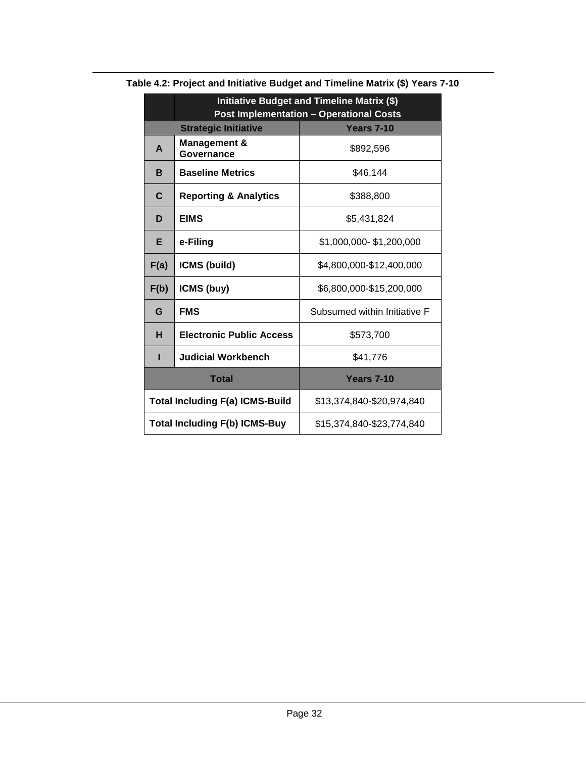**Table 4.2: Project and Initiative Budget and Timeline Matrix ($) Years 7-10**

| | Initiative Budget and Timeline Matrix ($) Post Implementation – Operational Costs | |
|---|---|---|
| **Strategic Initiative** | | **Years 7-10** |
| **A** | **Management & Governance** | $892,596 |
| **B** | **Baseline Metrics** | $46,144 |
| **C** | **Reporting & Analytics** | $388,800 |
| **D** | **EIMS** | $5,431,824 |
| **E** | **e-Filing** | $1,000,000- $1,200,000 |
| **F(a)** | **ICMS (build)** | $4,800,000-$12,400,000 |
| **F(b)** | **ICMS (buy)** | $6,800,000-$15,200,000 |
| **G** | **FMS** | Subsumed within Initiative F |
| **H** | **Electronic Public Access** | $573,700 |
| **I** | **Judicial Workbench** | $41,776 |
| **Total** | | **Years 7-10** |
| **Total Including F(a) ICMS-Build** | | $13,374,840-$20,974,840 |
| **Total Including F(b) ICMS-Buy** | | $15,374,840-$23,774,840 |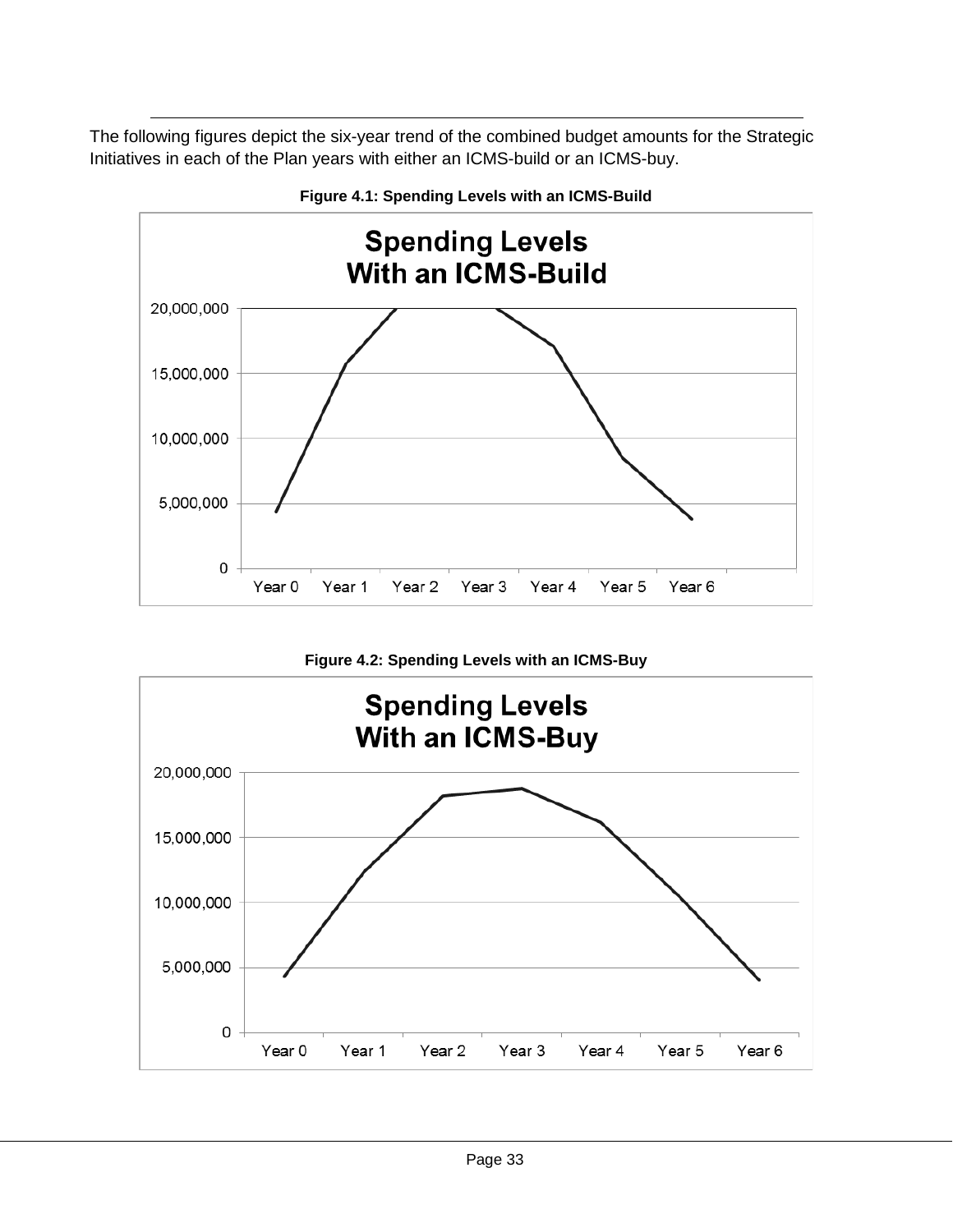The following figures depict the six-year trend of the combined budget amounts for the Strategic Initiatives in each of the Plan years with either an ICMS-build or an ICMS-buy.

**Figure 4.1: Spending Levels with an ICMS-Build**

**Figure 4.2: Spending Levels with an ICMS-Buy**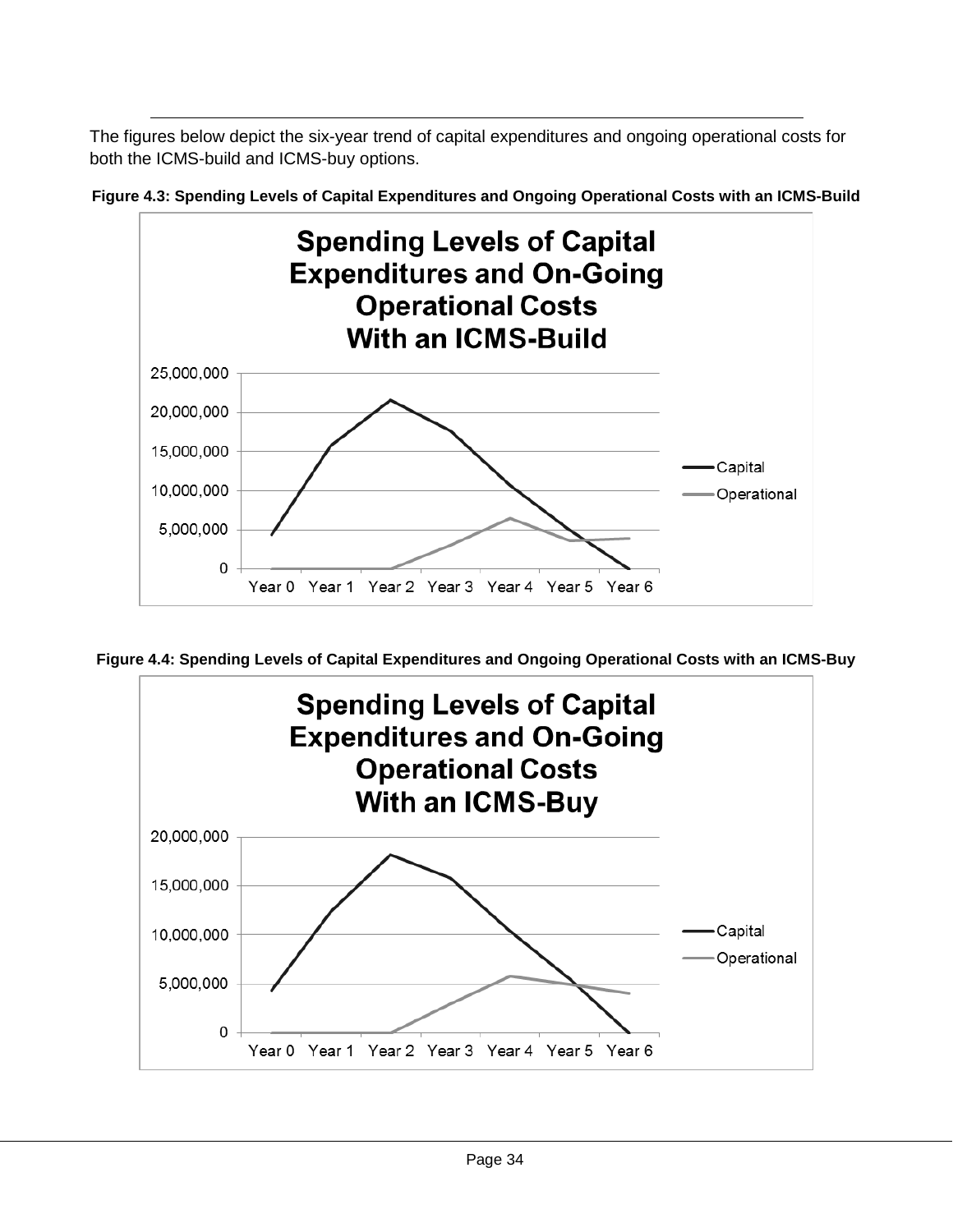The figures below depict the six-year trend of capital expenditures and ongoing operational costs for both the ICMS-build and ICMS-buy options.

**Figure 4.3: Spending Levels of Capital Expenditures and Ongoing Operational Costs with an ICMS-Build**

**Figure 4.4: Spending Levels of Capital Expenditures and Ongoing Operational Costs with an ICMS-Buy**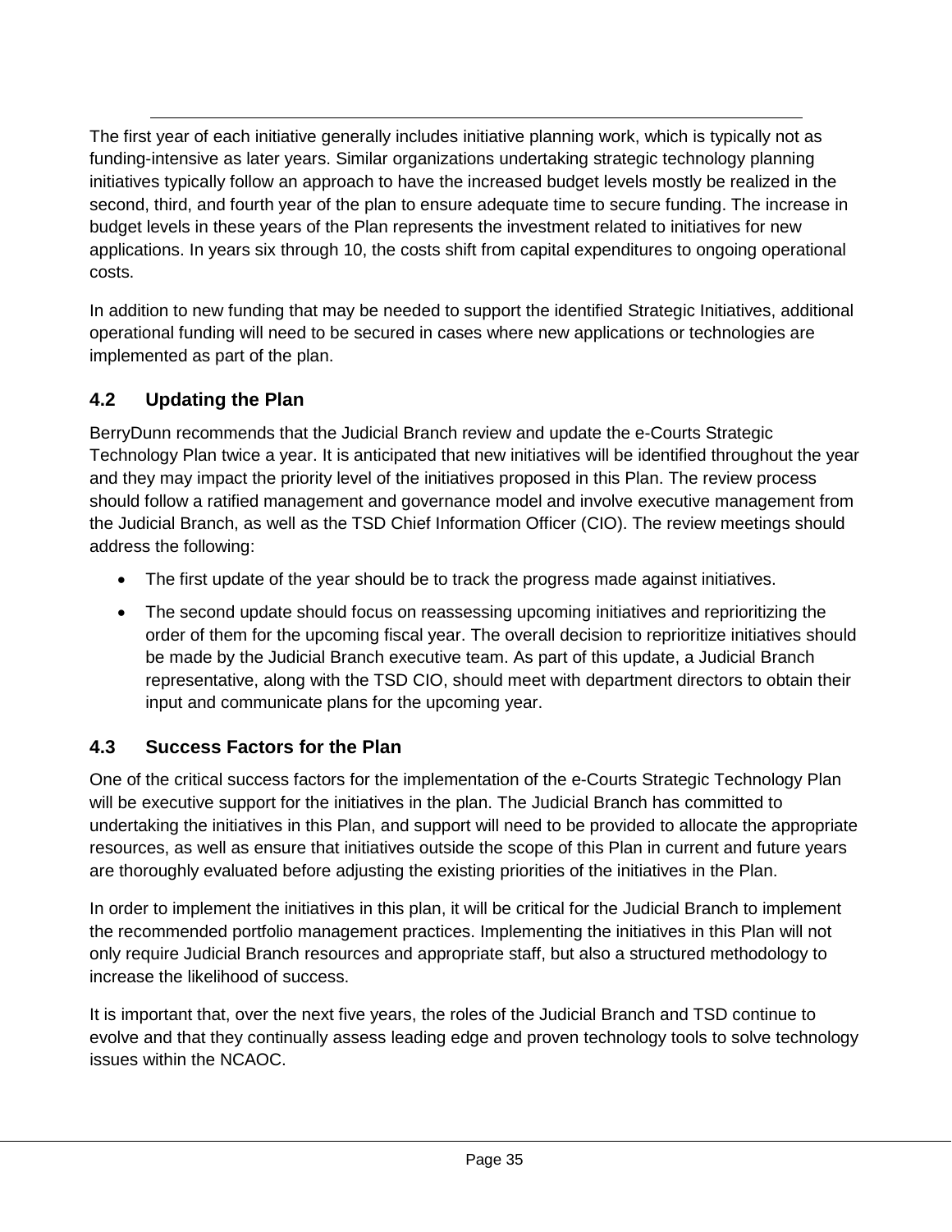The first year of each initiative generally includes initiative planning work, which is typically not as funding-intensive as later years. Similar organizations undertaking strategic technology planning initiatives typically follow an approach to have the increased budget levels mostly be realized in the second, third, and fourth year of the plan to ensure adequate time to secure funding. The increase in budget levels in these years of the Plan represents the investment related to initiatives for new applications. In years six through 10, the costs shift from capital expenditures to ongoing operational costs.

In addition to new funding that may be needed to support the identified Strategic Initiatives, additional operational funding will need to be secured in cases where new applications or technologies are implemented as part of the plan.

## 4.2 Updating the Plan

BerryDunn recommends that the Judicial Branch review and update the e-Courts Strategic Technology Plan twice a year. It is anticipated that new initiatives will be identified throughout the year and they may impact the priority level of the initiatives proposed in this Plan. The review process should follow a ratified management and governance model and involve executive management from the Judicial Branch, as well as the TSD Chief Information Officer (CIO). The review meetings should address the following:

- The first update of the year should be to track the progress made against initiatives.
- The second update should focus on reassessing upcoming initiatives and reprioritizing the order of them for the upcoming fiscal year. The overall decision to reprioritize initiatives should be made by the Judicial Branch executive team. As part of this update, a Judicial Branch representative, along with the TSD CIO, should meet with department directors to obtain their input and communicate plans for the upcoming year.

## 4.3 Success Factors for the Plan

One of the critical success factors for the implementation of the e-Courts Strategic Technology Plan will be executive support for the initiatives in the plan. The Judicial Branch has committed to undertaking the initiatives in this Plan, and support will need to be provided to allocate the appropriate resources, as well as ensure that initiatives outside the scope of this Plan in current and future years are thoroughly evaluated before adjusting the existing priorities of the initiatives in the Plan.

In order to implement the initiatives in this plan, it will be critical for the Judicial Branch to implement the recommended portfolio management practices. Implementing the initiatives in this Plan will not only require Judicial Branch resources and appropriate staff, but also a structured methodology to increase the likelihood of success.

It is important that, over the next five years, the roles of the Judicial Branch and TSD continue to evolve and that they continually assess leading edge and proven technology tools to solve technology issues within the NCAOC.